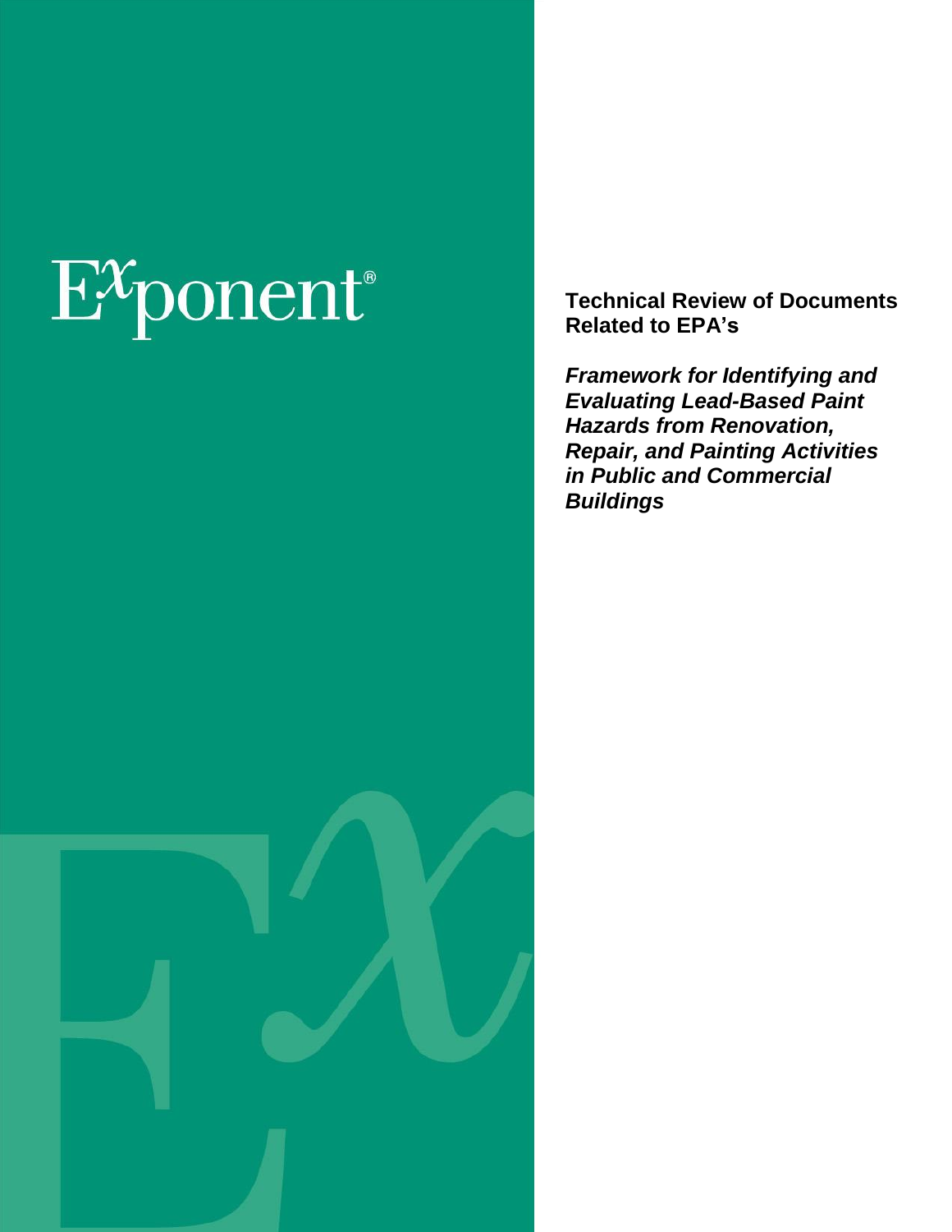Exponent®

# Technical Review of Documents Related to EPA's

***Framework for Identifying and Evaluating Lead-Based Paint Hazards from Renovation, Repair, and Painting Activities in Public and Commercial Buildings***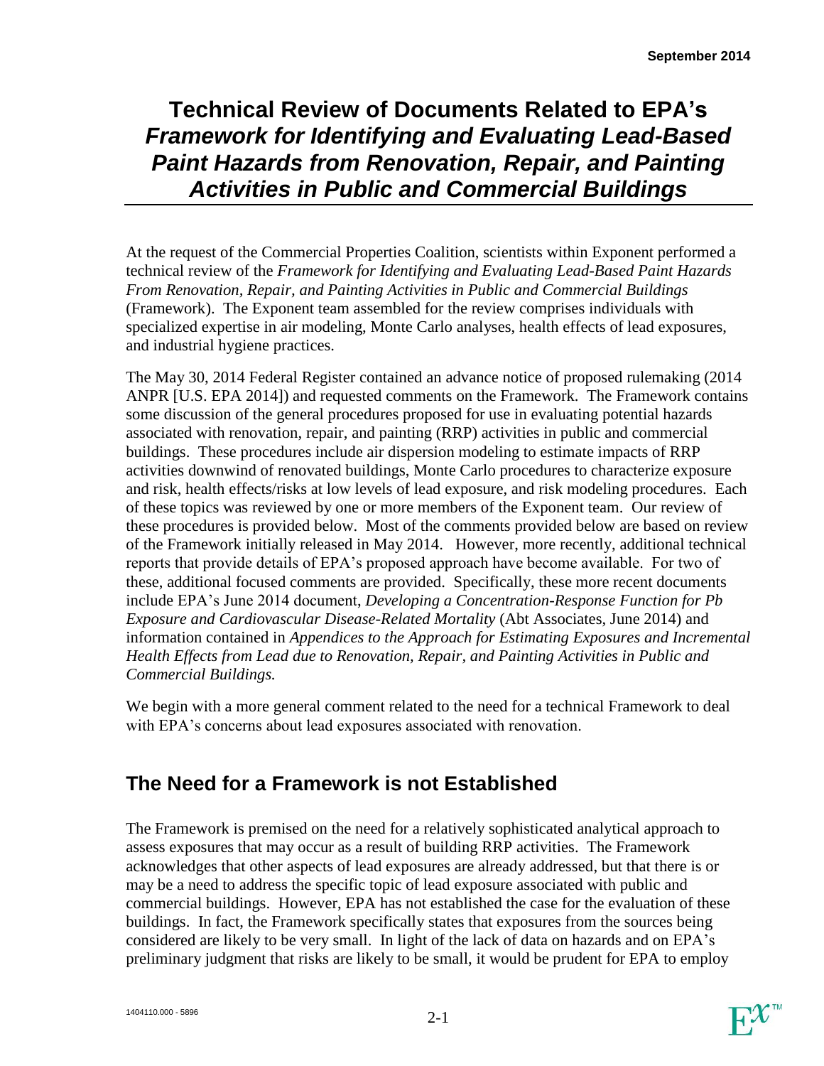# Technical Review of Documents Related to EPA's *Framework for Identifying and Evaluating Lead-Based Paint Hazards from Renovation, Repair, and Painting Activities in Public and Commercial Buildings*

At the request of the Commercial Properties Coalition, scientists within Exponent performed a technical review of the *Framework for Identifying and Evaluating Lead-Based Paint Hazards From Renovation, Repair, and Painting Activities in Public and Commercial Buildings* (Framework). The Exponent team assembled for the review comprises individuals with specialized expertise in air modeling, Monte Carlo analyses, health effects of lead exposures, and industrial hygiene practices.

The May 30, 2014 Federal Register contained an advance notice of proposed rulemaking (2014 ANPR [U.S. EPA 2014]) and requested comments on the Framework. The Framework contains some discussion of the general procedures proposed for use in evaluating potential hazards associated with renovation, repair, and painting (RRP) activities in public and commercial buildings. These procedures include air dispersion modeling to estimate impacts of RRP activities downwind of renovated buildings, Monte Carlo procedures to characterize exposure and risk, health effects/risks at low levels of lead exposure, and risk modeling procedures. Each of these topics was reviewed by one or more members of the Exponent team. Our review of these procedures is provided below. Most of the comments provided below are based on review of the Framework initially released in May 2014. However, more recently, additional technical reports that provide details of EPA's proposed approach have become available. For two of these, additional focused comments are provided. Specifically, these more recent documents include EPA's June 2014 document, *Developing a Concentration-Response Function for Pb Exposure and Cardiovascular Disease-Related Mortality* (Abt Associates, June 2014) and information contained in *Appendices to the Approach for Estimating Exposures and Incremental Health Effects from Lead due to Renovation, Repair, and Painting Activities in Public and Commercial Buildings.*

We begin with a more general comment related to the need for a technical Framework to deal with EPA's concerns about lead exposures associated with renovation.

## The Need for a Framework is not Established

The Framework is premised on the need for a relatively sophisticated analytical approach to assess exposures that may occur as a result of building RRP activities. The Framework acknowledges that other aspects of lead exposures are already addressed, but that there is or may be a need to address the specific topic of lead exposure associated with public and commercial buildings. However, EPA has not established the case for the evaluation of these buildings. In fact, the Framework specifically states that exposures from the sources being considered are likely to be very small. In light of the lack of data on hazards and on EPA's preliminary judgment that risks are likely to be small, it would be prudent for EPA to employ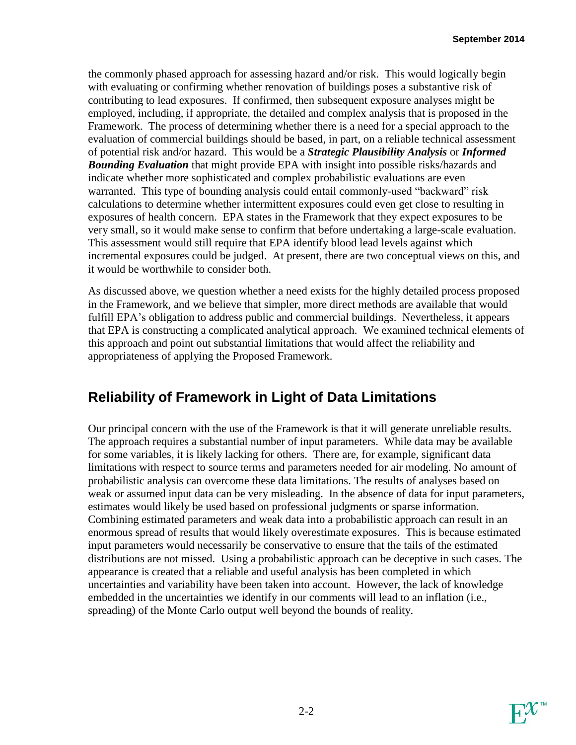the commonly phased approach for assessing hazard and/or risk. This would logically begin with evaluating or confirming whether renovation of buildings poses a substantive risk of contributing to lead exposures. If confirmed, then subsequent exposure analyses might be employed, including, if appropriate, the detailed and complex analysis that is proposed in the Framework. The process of determining whether there is a need for a special approach to the evaluation of commercial buildings should be based, in part, on a reliable technical assessment of potential risk and/or hazard. This would be a ***Strategic Plausibility Analysis*** or ***Informed Bounding Evaluation*** that might provide EPA with insight into possible risks/hazards and indicate whether more sophisticated and complex probabilistic evaluations are even warranted. This type of bounding analysis could entail commonly-used "backward" risk calculations to determine whether intermittent exposures could even get close to resulting in exposures of health concern. EPA states in the Framework that they expect exposures to be very small, so it would make sense to confirm that before undertaking a large-scale evaluation. This assessment would still require that EPA identify blood lead levels against which incremental exposures could be judged. At present, there are two conceptual views on this, and it would be worthwhile to consider both.

As discussed above, we question whether a need exists for the highly detailed process proposed in the Framework, and we believe that simpler, more direct methods are available that would fulfill EPA's obligation to address public and commercial buildings. Nevertheless, it appears that EPA is constructing a complicated analytical approach. We examined technical elements of this approach and point out substantial limitations that would affect the reliability and appropriateness of applying the Proposed Framework.

## Reliability of Framework in Light of Data Limitations

Our principal concern with the use of the Framework is that it will generate unreliable results. The approach requires a substantial number of input parameters. While data may be available for some variables, it is likely lacking for others. There are, for example, significant data limitations with respect to source terms and parameters needed for air modeling. No amount of probabilistic analysis can overcome these data limitations. The results of analyses based on weak or assumed input data can be very misleading. In the absence of data for input parameters, estimates would likely be used based on professional judgments or sparse information. Combining estimated parameters and weak data into a probabilistic approach can result in an enormous spread of results that would likely overestimate exposures. This is because estimated input parameters would necessarily be conservative to ensure that the tails of the estimated distributions are not missed. Using a probabilistic approach can be deceptive in such cases. The appearance is created that a reliable and useful analysis has been completed in which uncertainties and variability have been taken into account. However, the lack of knowledge embedded in the uncertainties we identify in our comments will lead to an inflation (i.e., spreading) of the Monte Carlo output well beyond the bounds of reality.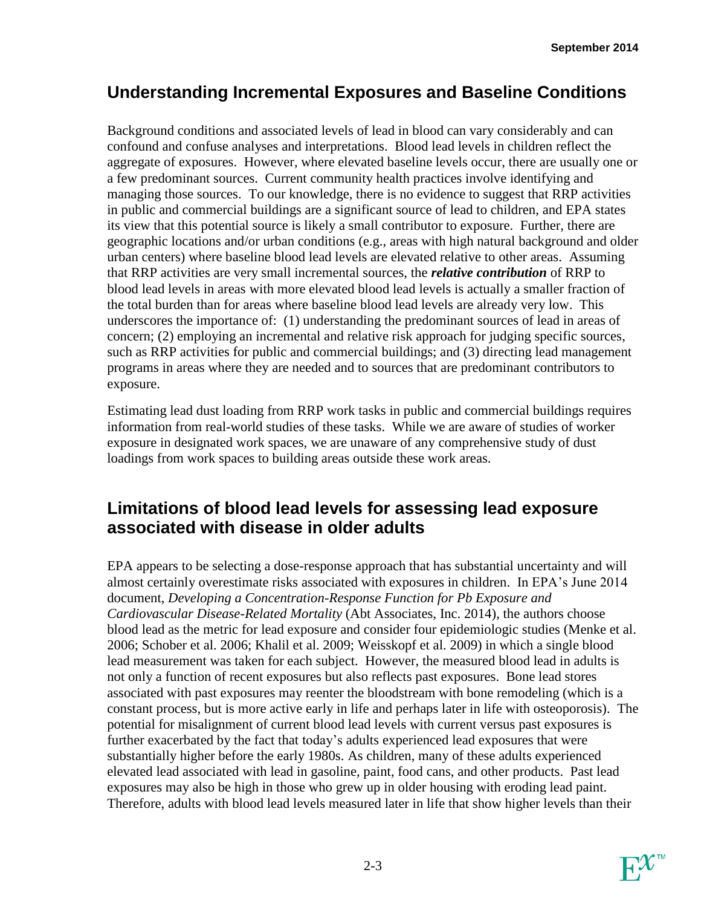## Understanding Incremental Exposures and Baseline Conditions

Background conditions and associated levels of lead in blood can vary considerably and can confound and confuse analyses and interpretations. Blood lead levels in children reflect the aggregate of exposures. However, where elevated baseline levels occur, there are usually one or a few predominant sources. Current community health practices involve identifying and managing those sources. To our knowledge, there is no evidence to suggest that RRP activities in public and commercial buildings are a significant source of lead to children, and EPA states its view that this potential source is likely a small contributor to exposure. Further, there are geographic locations and/or urban conditions (e.g., areas with high natural background and older urban centers) where baseline blood lead levels are elevated relative to other areas. Assuming that RRP activities are very small incremental sources, the ***relative contribution*** of RRP to blood lead levels in areas with more elevated blood lead levels is actually a smaller fraction of the total burden than for areas where baseline blood lead levels are already very low. This underscores the importance of: (1) understanding the predominant sources of lead in areas of concern; (2) employing an incremental and relative risk approach for judging specific sources, such as RRP activities for public and commercial buildings; and (3) directing lead management programs in areas where they are needed and to sources that are predominant contributors to exposure.

Estimating lead dust loading from RRP work tasks in public and commercial buildings requires information from real-world studies of these tasks. While we are aware of studies of worker exposure in designated work spaces, we are unaware of any comprehensive study of dust loadings from work spaces to building areas outside these work areas.

## Limitations of blood lead levels for assessing lead exposure associated with disease in older adults

EPA appears to be selecting a dose-response approach that has substantial uncertainty and will almost certainly overestimate risks associated with exposures in children. In EPA's June 2014 document, *Developing a Concentration-Response Function for Pb Exposure and Cardiovascular Disease-Related Mortality* (Abt Associates, Inc. 2014), the authors choose blood lead as the metric for lead exposure and consider four epidemiologic studies (Menke et al. 2006; Schober et al. 2006; Khalil et al. 2009; Weisskopf et al. 2009) in which a single blood lead measurement was taken for each subject. However, the measured blood lead in adults is not only a function of recent exposures but also reflects past exposures. Bone lead stores associated with past exposures may reenter the bloodstream with bone remodeling (which is a constant process, but is more active early in life and perhaps later in life with osteoporosis). The potential for misalignment of current blood lead levels with current versus past exposures is further exacerbated by the fact that today's adults experienced lead exposures that were substantially higher before the early 1980s. As children, many of these adults experienced elevated lead associated with lead in gasoline, paint, food cans, and other products. Past lead exposures may also be high in those who grew up in older housing with eroding lead paint. Therefore, adults with blood lead levels measured later in life that show higher levels than their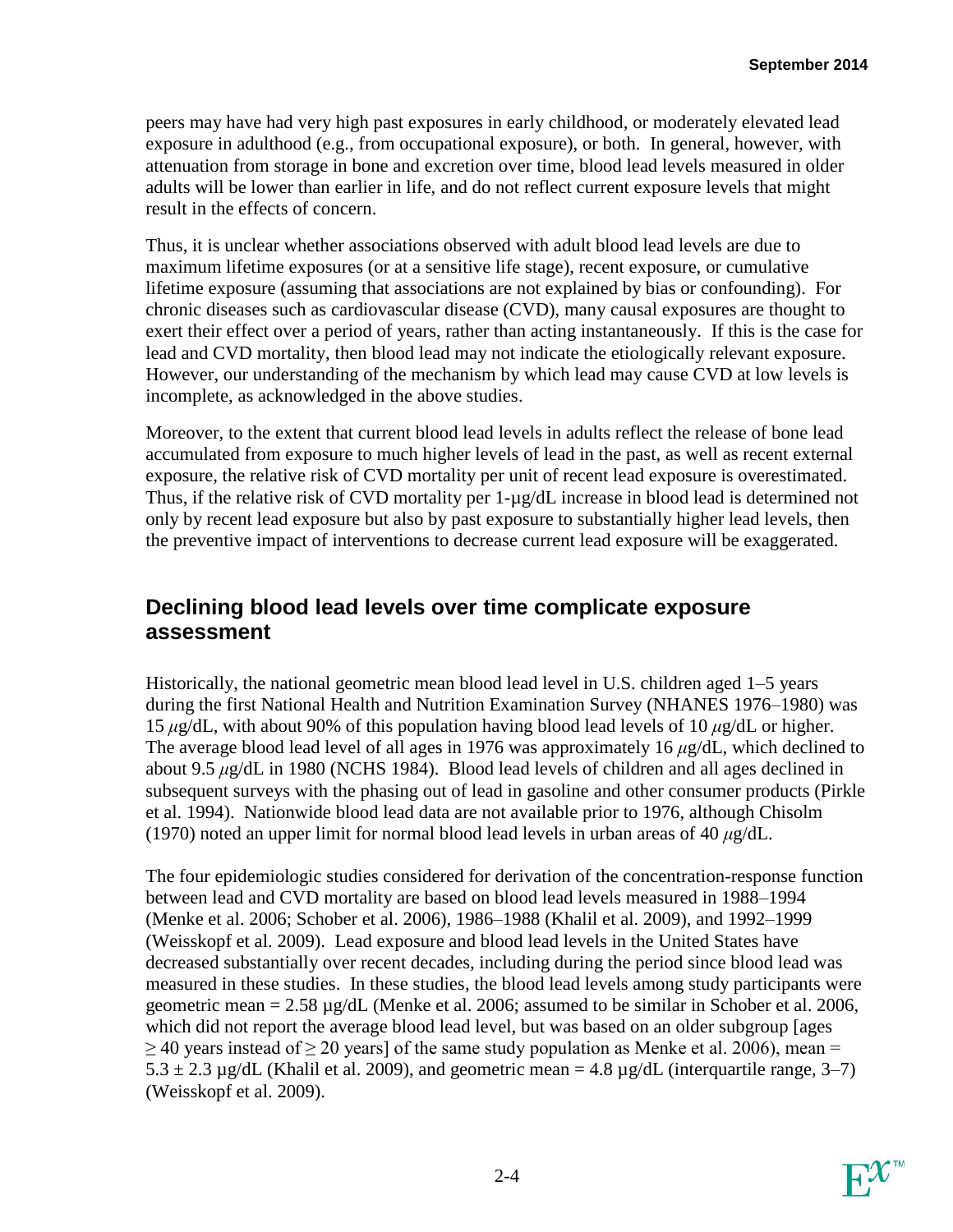peers may have had very high past exposures in early childhood, or moderately elevated lead exposure in adulthood (e.g., from occupational exposure), or both. In general, however, with attenuation from storage in bone and excretion over time, blood lead levels measured in older adults will be lower than earlier in life, and do not reflect current exposure levels that might result in the effects of concern.

Thus, it is unclear whether associations observed with adult blood lead levels are due to maximum lifetime exposures (or at a sensitive life stage), recent exposure, or cumulative lifetime exposure (assuming that associations are not explained by bias or confounding). For chronic diseases such as cardiovascular disease (CVD), many causal exposures are thought to exert their effect over a period of years, rather than acting instantaneously. If this is the case for lead and CVD mortality, then blood lead may not indicate the etiologically relevant exposure. However, our understanding of the mechanism by which lead may cause CVD at low levels is incomplete, as acknowledged in the above studies.

Moreover, to the extent that current blood lead levels in adults reflect the release of bone lead accumulated from exposure to much higher levels of lead in the past, as well as recent external exposure, the relative risk of CVD mortality per unit of recent lead exposure is overestimated. Thus, if the relative risk of CVD mortality per 1-µg/dL increase in blood lead is determined not only by recent lead exposure but also by past exposure to substantially higher lead levels, then the preventive impact of interventions to decrease current lead exposure will be exaggerated.

## Declining blood lead levels over time complicate exposure assessment

Historically, the national geometric mean blood lead level in U.S. children aged 1–5 years during the first National Health and Nutrition Examination Survey (NHANES 1976–1980) was 15 $\mu$g/dL, with about 90% of this population having blood lead levels of 10 $\mu$g/dL or higher. The average blood lead level of all ages in 1976 was approximately 16 $\mu$g/dL, which declined to about 9.5 $\mu$g/dL in 1980 (NCHS 1984). Blood lead levels of children and all ages declined in subsequent surveys with the phasing out of lead in gasoline and other consumer products (Pirkle et al. 1994). Nationwide blood lead data are not available prior to 1976, although Chisolm (1970) noted an upper limit for normal blood lead levels in urban areas of 40 $\mu$g/dL.

The four epidemiologic studies considered for derivation of the concentration-response function between lead and CVD mortality are based on blood lead levels measured in 1988–1994 (Menke et al. 2006; Schober et al. 2006), 1986–1988 (Khalil et al. 2009), and 1992–1999 (Weisskopf et al. 2009). Lead exposure and blood lead levels in the United States have decreased substantially over recent decades, including during the period since blood lead was measured in these studies. In these studies, the blood lead levels among study participants were geometric mean = 2.58 µg/dL (Menke et al. 2006; assumed to be similar in Schober et al. 2006, which did not report the average blood lead level, but was based on an older subgroup [ages $\geq$ 40 years instead of $\geq$ 20 years] of the same study population as Menke et al. 2006), mean = 5.3 ± 2.3 µg/dL (Khalil et al. 2009), and geometric mean = 4.8 µg/dL (interquartile range, 3–7) (Weisskopf et al. 2009).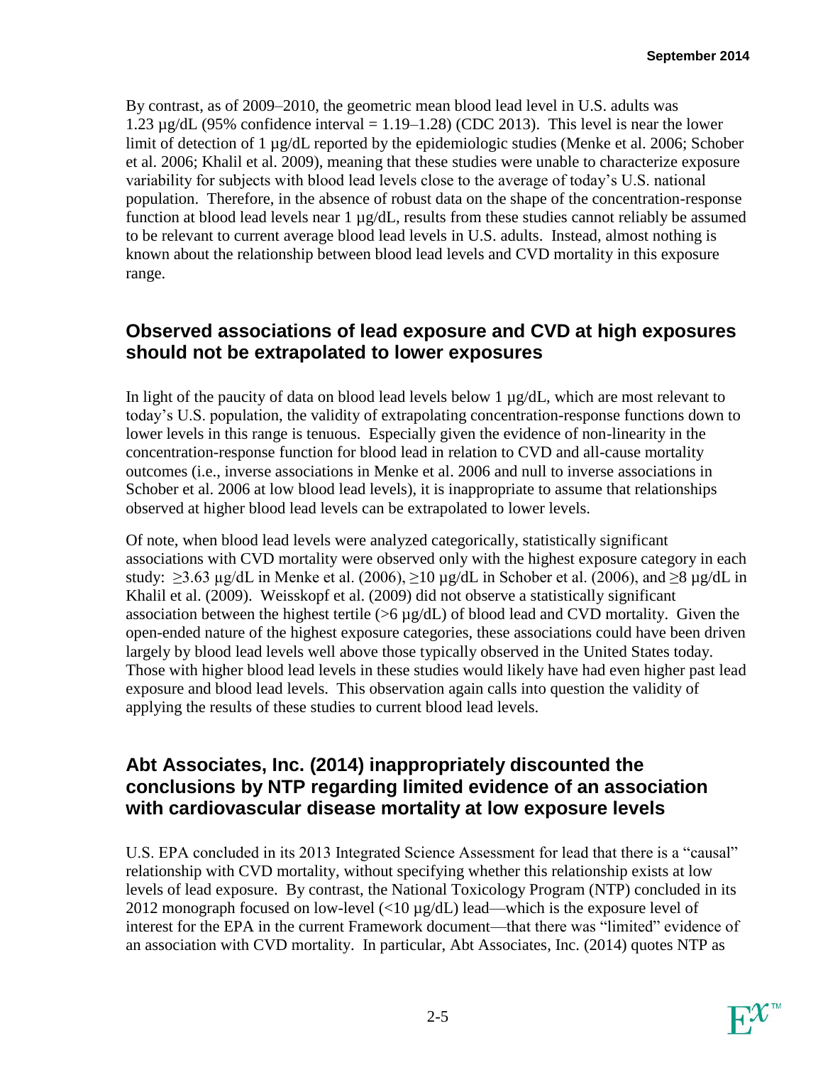By contrast, as of 2009–2010, the geometric mean blood lead level in U.S. adults was 1.23 µg/dL (95% confidence interval = 1.19–1.28) (CDC 2013). This level is near the lower limit of detection of 1 µg/dL reported by the epidemiologic studies (Menke et al. 2006; Schober et al. 2006; Khalil et al. 2009), meaning that these studies were unable to characterize exposure variability for subjects with blood lead levels close to the average of today's U.S. national population. Therefore, in the absence of robust data on the shape of the concentration-response function at blood lead levels near 1 µg/dL, results from these studies cannot reliably be assumed to be relevant to current average blood lead levels in U.S. adults. Instead, almost nothing is known about the relationship between blood lead levels and CVD mortality in this exposure range.

## Observed associations of lead exposure and CVD at high exposures should not be extrapolated to lower exposures

In light of the paucity of data on blood lead levels below 1 µg/dL, which are most relevant to today's U.S. population, the validity of extrapolating concentration-response functions down to lower levels in this range is tenuous. Especially given the evidence of non-linearity in the concentration-response function for blood lead in relation to CVD and all-cause mortality outcomes (i.e., inverse associations in Menke et al. 2006 and null to inverse associations in Schober et al. 2006 at low blood lead levels), it is inappropriate to assume that relationships observed at higher blood lead levels can be extrapolated to lower levels.

Of note, when blood lead levels were analyzed categorically, statistically significant associations with CVD mortality were observed only with the highest exposure category in each study: ≥3.63 µg/dL in Menke et al. (2006), ≥10 µg/dL in Schober et al. (2006), and ≥8 µg/dL in Khalil et al. (2009). Weisskopf et al. (2009) did not observe a statistically significant association between the highest tertile (>6 µg/dL) of blood lead and CVD mortality. Given the open-ended nature of the highest exposure categories, these associations could have been driven largely by blood lead levels well above those typically observed in the United States today. Those with higher blood lead levels in these studies would likely have had even higher past lead exposure and blood lead levels. This observation again calls into question the validity of applying the results of these studies to current blood lead levels.

## Abt Associates, Inc. (2014) inappropriately discounted the conclusions by NTP regarding limited evidence of an association with cardiovascular disease mortality at low exposure levels

U.S. EPA concluded in its 2013 Integrated Science Assessment for lead that there is a "causal" relationship with CVD mortality, without specifying whether this relationship exists at low levels of lead exposure. By contrast, the National Toxicology Program (NTP) concluded in its 2012 monograph focused on low-level (<10 µg/dL) lead—which is the exposure level of interest for the EPA in the current Framework document—that there was "limited" evidence of an association with CVD mortality. In particular, Abt Associates, Inc. (2014) quotes NTP as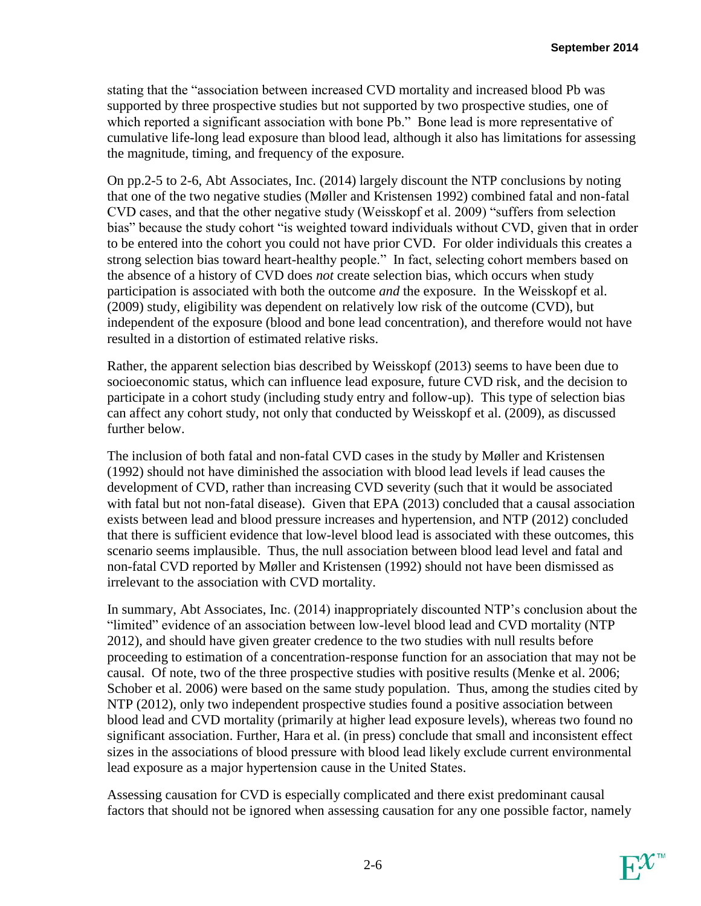stating that the "association between increased CVD mortality and increased blood Pb was supported by three prospective studies but not supported by two prospective studies, one of which reported a significant association with bone Pb." Bone lead is more representative of cumulative life-long lead exposure than blood lead, although it also has limitations for assessing the magnitude, timing, and frequency of the exposure.

On pp.2-5 to 2-6, Abt Associates, Inc. (2014) largely discount the NTP conclusions by noting that one of the two negative studies (Møller and Kristensen 1992) combined fatal and non-fatal CVD cases, and that the other negative study (Weisskopf et al. 2009) "suffers from selection bias" because the study cohort "is weighted toward individuals without CVD, given that in order to be entered into the cohort you could not have prior CVD. For older individuals this creates a strong selection bias toward heart-healthy people." In fact, selecting cohort members based on the absence of a history of CVD does *not* create selection bias, which occurs when study participation is associated with both the outcome *and* the exposure. In the Weisskopf et al. (2009) study, eligibility was dependent on relatively low risk of the outcome (CVD), but independent of the exposure (blood and bone lead concentration), and therefore would not have resulted in a distortion of estimated relative risks.

Rather, the apparent selection bias described by Weisskopf (2013) seems to have been due to socioeconomic status, which can influence lead exposure, future CVD risk, and the decision to participate in a cohort study (including study entry and follow-up). This type of selection bias can affect any cohort study, not only that conducted by Weisskopf et al. (2009), as discussed further below.

The inclusion of both fatal and non-fatal CVD cases in the study by Møller and Kristensen (1992) should not have diminished the association with blood lead levels if lead causes the development of CVD, rather than increasing CVD severity (such that it would be associated with fatal but not non-fatal disease). Given that EPA (2013) concluded that a causal association exists between lead and blood pressure increases and hypertension, and NTP (2012) concluded that there is sufficient evidence that low-level blood lead is associated with these outcomes, this scenario seems implausible. Thus, the null association between blood lead level and fatal and non-fatal CVD reported by Møller and Kristensen (1992) should not have been dismissed as irrelevant to the association with CVD mortality.

In summary, Abt Associates, Inc. (2014) inappropriately discounted NTP's conclusion about the "limited" evidence of an association between low-level blood lead and CVD mortality (NTP 2012), and should have given greater credence to the two studies with null results before proceeding to estimation of a concentration-response function for an association that may not be causal. Of note, two of the three prospective studies with positive results (Menke et al. 2006; Schober et al. 2006) were based on the same study population. Thus, among the studies cited by NTP (2012), only two independent prospective studies found a positive association between blood lead and CVD mortality (primarily at higher lead exposure levels), whereas two found no significant association. Further, Hara et al. (in press) conclude that small and inconsistent effect sizes in the associations of blood pressure with blood lead likely exclude current environmental lead exposure as a major hypertension cause in the United States.

Assessing causation for CVD is especially complicated and there exist predominant causal factors that should not be ignored when assessing causation for any one possible factor, namely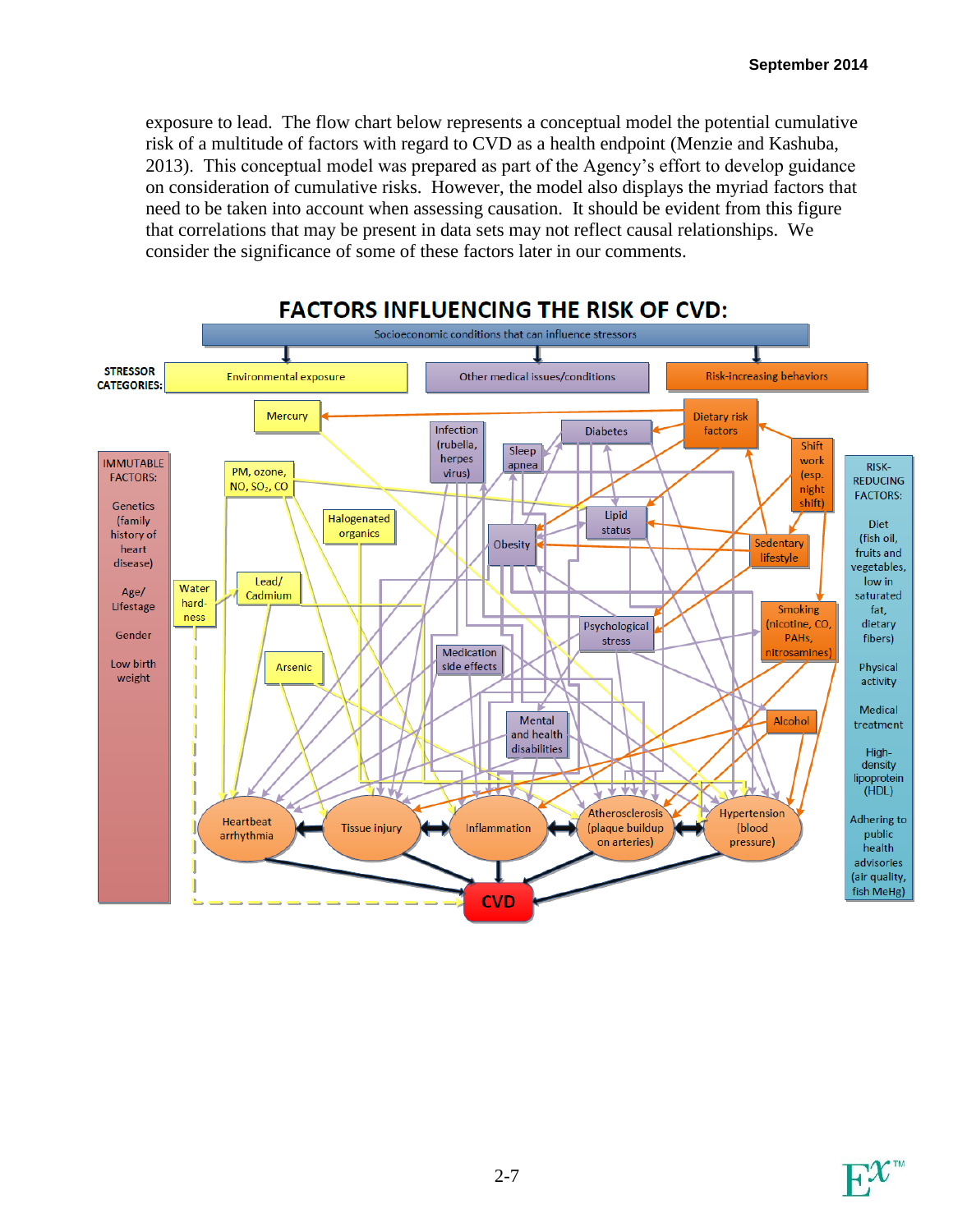exposure to lead. The flow chart below represents a conceptual model the potential cumulative risk of a multitude of factors with regard to CVD as a health endpoint (Menzie and Kashuba, 2013). This conceptual model was prepared as part of the Agency's effort to develop guidance on consideration of cumulative risks. However, the model also displays the myriad factors that need to be taken into account when assessing causation. It should be evident from this figure that correlations that may be present in data sets may not reflect causal relationships. We consider the significance of some of these factors later in our comments.

**FACTORS INFLUENCING THE RISK OF CVD:**

Socioeconomic conditions that can influence stressors

STRESSOR CATEGORIES: Environmental exposure | Other medical issues/conditions | Risk-increasing behaviors

IMMUTABLE FACTORS: Genetics (family history of heart disease); Age/Lifestage; Gender; Low birth weight

Environmental exposure: Mercury; PM, ozone, NO, $SO_2$, CO; Halogenated organics; Lead/Cadmium; Water hardness; Arsenic

Other medical issues/conditions: Infection (rubella, herpes virus); Sleep apnea; Diabetes; Lipid status; Obesity; Psychological stress; Medication side effects; Mental and health disabilities

Risk-increasing behaviors: Dietary risk factors; Shift work (esp. night shift); Sedentary lifestyle; Smoking (nicotine, CO, PAHs, nitrosamines); Alcohol

RISK-REDUCING FACTORS: Diet (fish oil, fruits and vegetables, low in saturated fat, dietary fibers); Physical activity; Medical treatment; High-density lipoprotein (HDL); Adhering to public health advisories (air quality, fish MeHg)

Heartbeat arrhythmia; Tissue injury; Inflammation; Atherosclerosis (plaque buildup on arteries); Hypertension (blood pressure)

CVD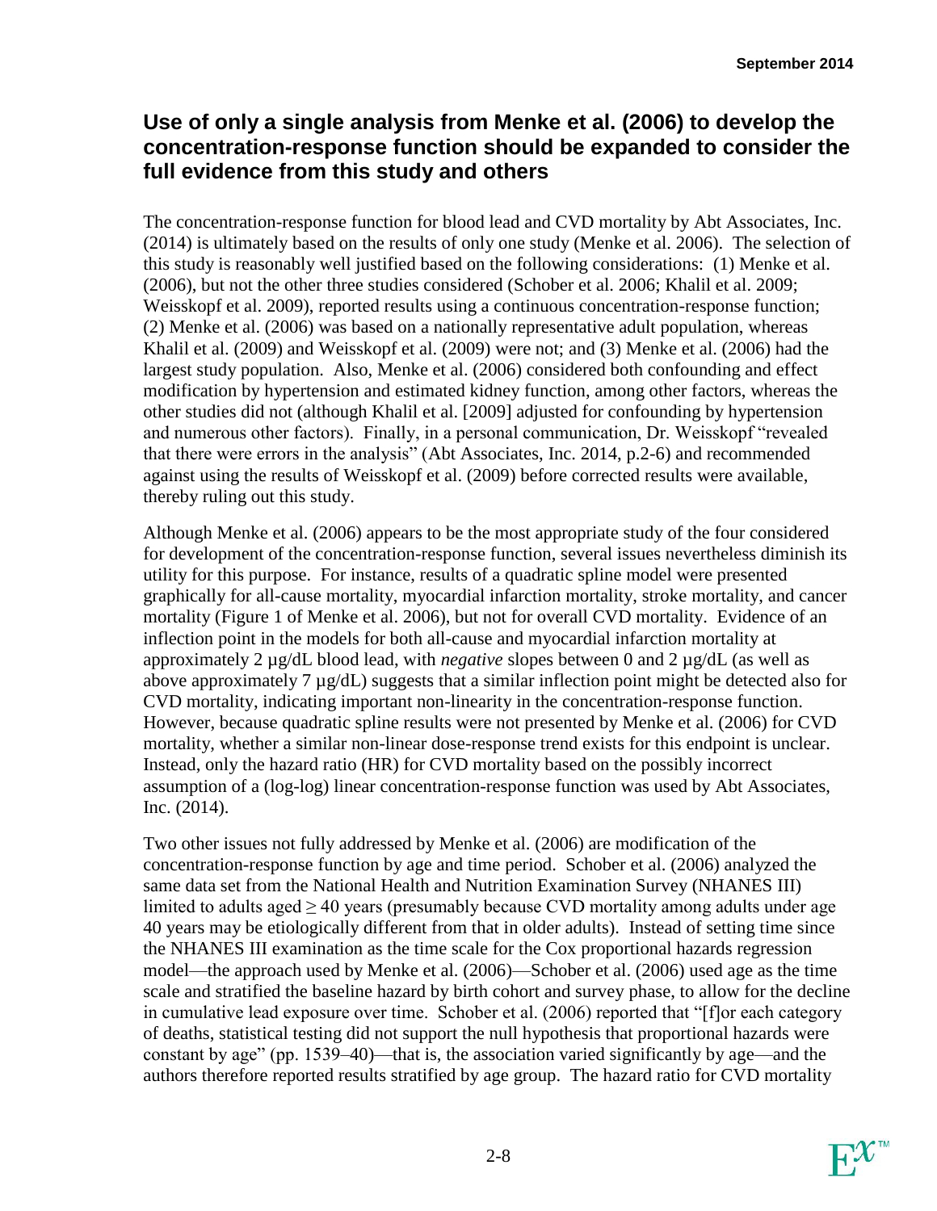## Use of only a single analysis from Menke et al. (2006) to develop the concentration-response function should be expanded to consider the full evidence from this study and others

The concentration-response function for blood lead and CVD mortality by Abt Associates, Inc. (2014) is ultimately based on the results of only one study (Menke et al. 2006). The selection of this study is reasonably well justified based on the following considerations: (1) Menke et al. (2006), but not the other three studies considered (Schober et al. 2006; Khalil et al. 2009; Weisskopf et al. 2009), reported results using a continuous concentration-response function; (2) Menke et al. (2006) was based on a nationally representative adult population, whereas Khalil et al. (2009) and Weisskopf et al. (2009) were not; and (3) Menke et al. (2006) had the largest study population. Also, Menke et al. (2006) considered both confounding and effect modification by hypertension and estimated kidney function, among other factors, whereas the other studies did not (although Khalil et al. [2009] adjusted for confounding by hypertension and numerous other factors). Finally, in a personal communication, Dr. Weisskopf "revealed that there were errors in the analysis" (Abt Associates, Inc. 2014, p.2-6) and recommended against using the results of Weisskopf et al. (2009) before corrected results were available, thereby ruling out this study.

Although Menke et al. (2006) appears to be the most appropriate study of the four considered for development of the concentration-response function, several issues nevertheless diminish its utility for this purpose. For instance, results of a quadratic spline model were presented graphically for all-cause mortality, myocardial infarction mortality, stroke mortality, and cancer mortality (Figure 1 of Menke et al. 2006), but not for overall CVD mortality. Evidence of an inflection point in the models for both all-cause and myocardial infarction mortality at approximately 2 µg/dL blood lead, with *negative* slopes between 0 and 2 µg/dL (as well as above approximately 7 µg/dL) suggests that a similar inflection point might be detected also for CVD mortality, indicating important non-linearity in the concentration-response function. However, because quadratic spline results were not presented by Menke et al. (2006) for CVD mortality, whether a similar non-linear dose-response trend exists for this endpoint is unclear. Instead, only the hazard ratio (HR) for CVD mortality based on the possibly incorrect assumption of a (log-log) linear concentration-response function was used by Abt Associates, Inc. (2014).

Two other issues not fully addressed by Menke et al. (2006) are modification of the concentration-response function by age and time period. Schober et al. (2006) analyzed the same data set from the National Health and Nutrition Examination Survey (NHANES III) limited to adults aged ≥ 40 years (presumably because CVD mortality among adults under age 40 years may be etiologically different from that in older adults). Instead of setting time since the NHANES III examination as the time scale for the Cox proportional hazards regression model—the approach used by Menke et al. (2006)—Schober et al. (2006) used age as the time scale and stratified the baseline hazard by birth cohort and survey phase, to allow for the decline in cumulative lead exposure over time. Schober et al. (2006) reported that "[f]or each category of deaths, statistical testing did not support the null hypothesis that proportional hazards were constant by age" (pp. 1539–40)—that is, the association varied significantly by age—and the authors therefore reported results stratified by age group. The hazard ratio for CVD mortality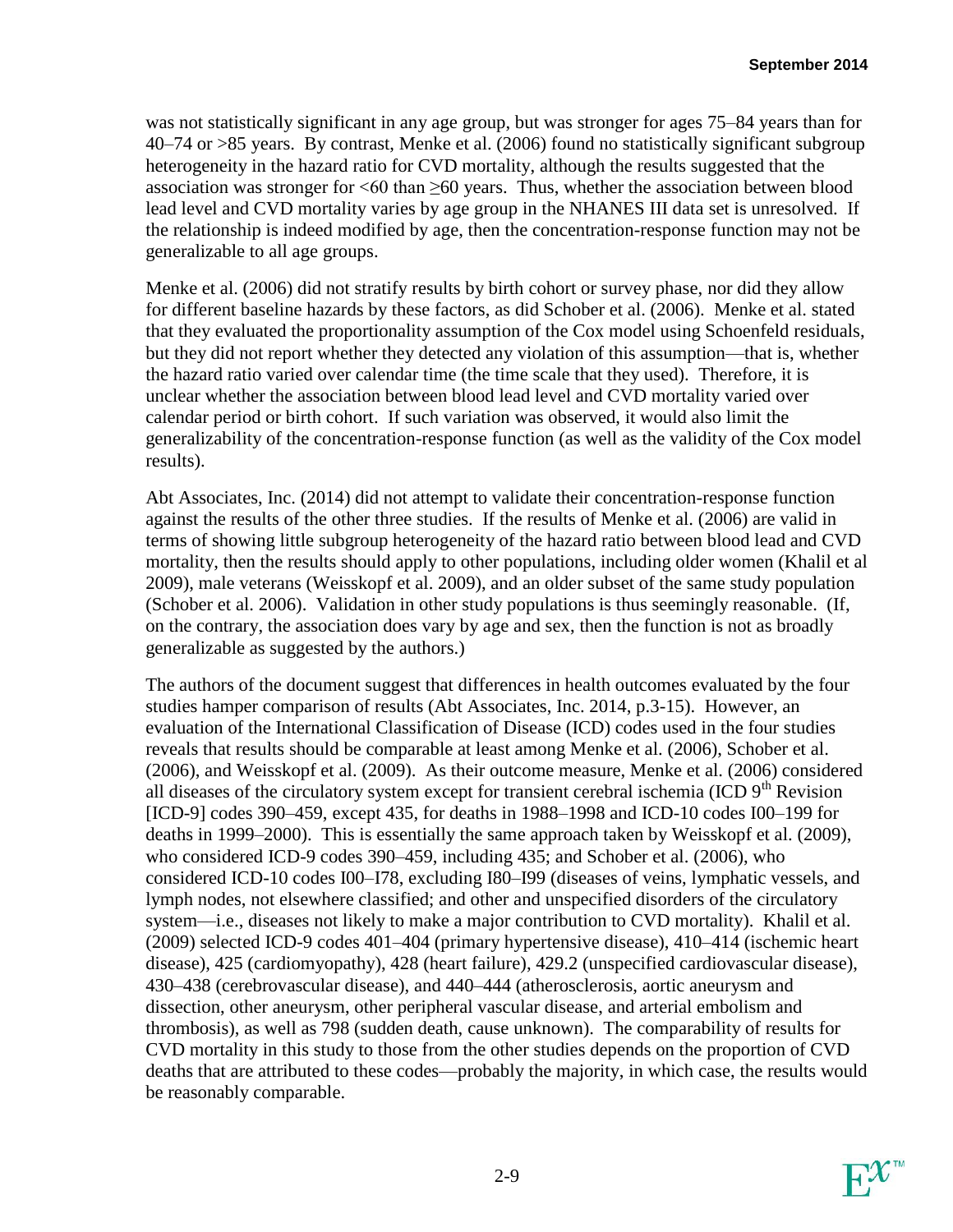was not statistically significant in any age group, but was stronger for ages 75–84 years than for 40–74 or >85 years. By contrast, Menke et al. (2006) found no statistically significant subgroup heterogeneity in the hazard ratio for CVD mortality, although the results suggested that the association was stronger for <60 than ≥60 years. Thus, whether the association between blood lead level and CVD mortality varies by age group in the NHANES III data set is unresolved. If the relationship is indeed modified by age, then the concentration-response function may not be generalizable to all age groups.

Menke et al. (2006) did not stratify results by birth cohort or survey phase, nor did they allow for different baseline hazards by these factors, as did Schober et al. (2006). Menke et al. stated that they evaluated the proportionality assumption of the Cox model using Schoenfeld residuals, but they did not report whether they detected any violation of this assumption—that is, whether the hazard ratio varied over calendar time (the time scale that they used). Therefore, it is unclear whether the association between blood lead level and CVD mortality varied over calendar period or birth cohort. If such variation was observed, it would also limit the generalizability of the concentration-response function (as well as the validity of the Cox model results).

Abt Associates, Inc. (2014) did not attempt to validate their concentration-response function against the results of the other three studies. If the results of Menke et al. (2006) are valid in terms of showing little subgroup heterogeneity of the hazard ratio between blood lead and CVD mortality, then the results should apply to other populations, including older women (Khalil et al 2009), male veterans (Weisskopf et al. 2009), and an older subset of the same study population (Schober et al. 2006). Validation in other study populations is thus seemingly reasonable. (If, on the contrary, the association does vary by age and sex, then the function is not as broadly generalizable as suggested by the authors.)

The authors of the document suggest that differences in health outcomes evaluated by the four studies hamper comparison of results (Abt Associates, Inc. 2014, p.3-15). However, an evaluation of the International Classification of Disease (ICD) codes used in the four studies reveals that results should be comparable at least among Menke et al. (2006), Schober et al. (2006), and Weisskopf et al. (2009). As their outcome measure, Menke et al. (2006) considered all diseases of the circulatory system except for transient cerebral ischemia (ICD 9th Revision [ICD-9] codes 390–459, except 435, for deaths in 1988–1998 and ICD-10 codes I00–199 for deaths in 1999–2000). This is essentially the same approach taken by Weisskopf et al. (2009), who considered ICD-9 codes 390–459, including 435; and Schober et al. (2006), who considered ICD-10 codes I00–I78, excluding I80–I99 (diseases of veins, lymphatic vessels, and lymph nodes, not elsewhere classified; and other and unspecified disorders of the circulatory system—i.e., diseases not likely to make a major contribution to CVD mortality). Khalil et al. (2009) selected ICD-9 codes 401–404 (primary hypertensive disease), 410–414 (ischemic heart disease), 425 (cardiomyopathy), 428 (heart failure), 429.2 (unspecified cardiovascular disease), 430–438 (cerebrovascular disease), and 440–444 (atherosclerosis, aortic aneurysm and dissection, other aneurysm, other peripheral vascular disease, and arterial embolism and thrombosis), as well as 798 (sudden death, cause unknown). The comparability of results for CVD mortality in this study to those from the other studies depends on the proportion of CVD deaths that are attributed to these codes—probably the majority, in which case, the results would be reasonably comparable.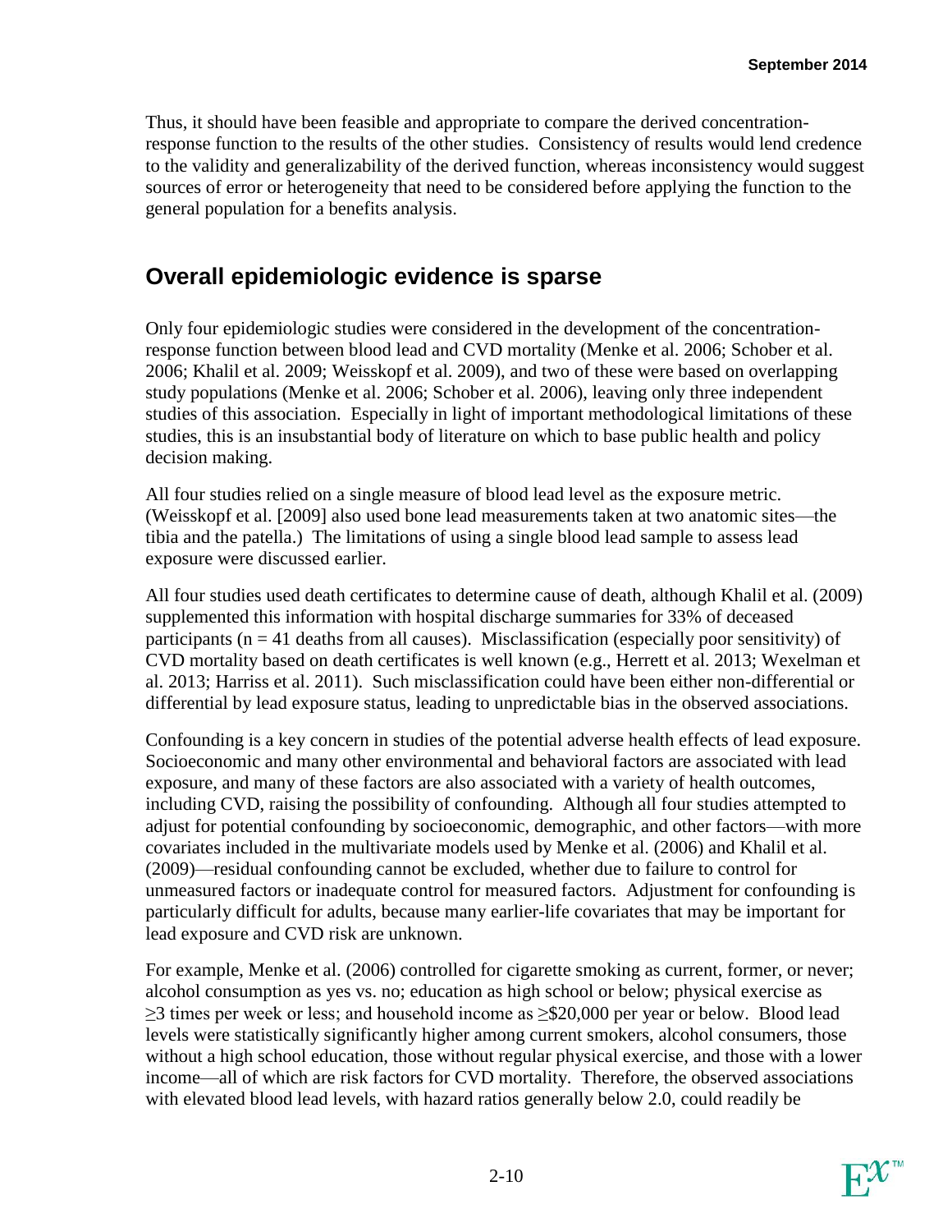Thus, it should have been feasible and appropriate to compare the derived concentration-response function to the results of the other studies. Consistency of results would lend credence to the validity and generalizability of the derived function, whereas inconsistency would suggest sources of error or heterogeneity that need to be considered before applying the function to the general population for a benefits analysis.

## Overall epidemiologic evidence is sparse

Only four epidemiologic studies were considered in the development of the concentration-response function between blood lead and CVD mortality (Menke et al. 2006; Schober et al. 2006; Khalil et al. 2009; Weisskopf et al. 2009), and two of these were based on overlapping study populations (Menke et al. 2006; Schober et al. 2006), leaving only three independent studies of this association. Especially in light of important methodological limitations of these studies, this is an insubstantial body of literature on which to base public health and policy decision making.

All four studies relied on a single measure of blood lead level as the exposure metric. (Weisskopf et al. [2009] also used bone lead measurements taken at two anatomic sites—the tibia and the patella.) The limitations of using a single blood lead sample to assess lead exposure were discussed earlier.

All four studies used death certificates to determine cause of death, although Khalil et al. (2009) supplemented this information with hospital discharge summaries for 33% of deceased participants ($n = 41$ deaths from all causes). Misclassification (especially poor sensitivity) of CVD mortality based on death certificates is well known (e.g., Herrett et al. 2013; Wexelman et al. 2013; Harriss et al. 2011). Such misclassification could have been either non-differential or differential by lead exposure status, leading to unpredictable bias in the observed associations.

Confounding is a key concern in studies of the potential adverse health effects of lead exposure. Socioeconomic and many other environmental and behavioral factors are associated with lead exposure, and many of these factors are also associated with a variety of health outcomes, including CVD, raising the possibility of confounding. Although all four studies attempted to adjust for potential confounding by socioeconomic, demographic, and other factors—with more covariates included in the multivariate models used by Menke et al. (2006) and Khalil et al. (2009)—residual confounding cannot be excluded, whether due to failure to control for unmeasured factors or inadequate control for measured factors. Adjustment for confounding is particularly difficult for adults, because many earlier-life covariates that may be important for lead exposure and CVD risk are unknown.

For example, Menke et al. (2006) controlled for cigarette smoking as current, former, or never; alcohol consumption as yes vs. no; education as high school or below; physical exercise as ≥3 times per week or less; and household income as ≥\$20,000 per year or below. Blood lead levels were statistically significantly higher among current smokers, alcohol consumers, those without a high school education, those without regular physical exercise, and those with a lower income—all of which are risk factors for CVD mortality. Therefore, the observed associations with elevated blood lead levels, with hazard ratios generally below 2.0, could readily be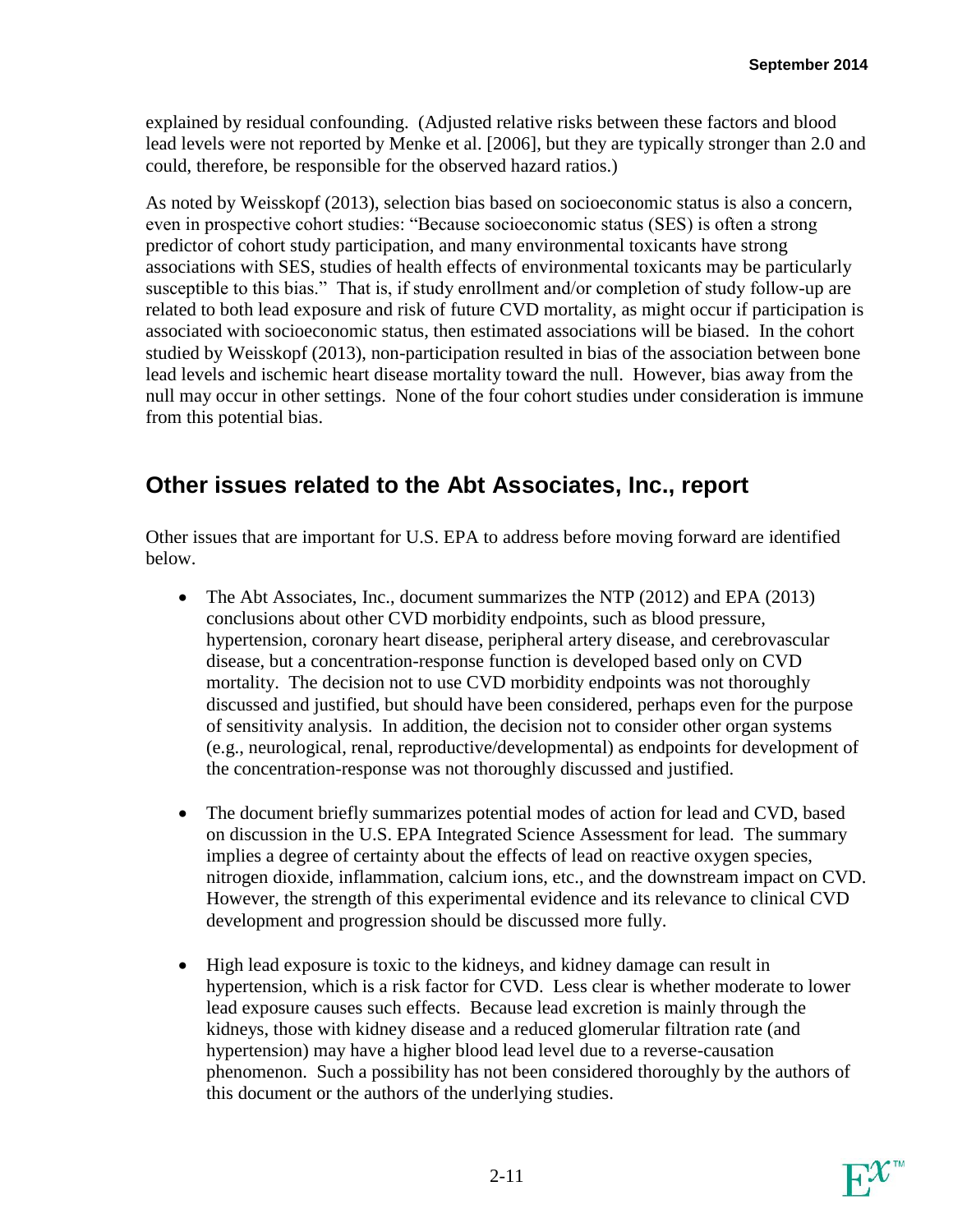explained by residual confounding. (Adjusted relative risks between these factors and blood lead levels were not reported by Menke et al. [2006], but they are typically stronger than 2.0 and could, therefore, be responsible for the observed hazard ratios.)

As noted by Weisskopf (2013), selection bias based on socioeconomic status is also a concern, even in prospective cohort studies: "Because socioeconomic status (SES) is often a strong predictor of cohort study participation, and many environmental toxicants have strong associations with SES, studies of health effects of environmental toxicants may be particularly susceptible to this bias." That is, if study enrollment and/or completion of study follow-up are related to both lead exposure and risk of future CVD mortality, as might occur if participation is associated with socioeconomic status, then estimated associations will be biased. In the cohort studied by Weisskopf (2013), non-participation resulted in bias of the association between bone lead levels and ischemic heart disease mortality toward the null. However, bias away from the null may occur in other settings. None of the four cohort studies under consideration is immune from this potential bias.

## Other issues related to the Abt Associates, Inc., report

Other issues that are important for U.S. EPA to address before moving forward are identified below.

- The Abt Associates, Inc., document summarizes the NTP (2012) and EPA (2013) conclusions about other CVD morbidity endpoints, such as blood pressure, hypertension, coronary heart disease, peripheral artery disease, and cerebrovascular disease, but a concentration-response function is developed based only on CVD mortality. The decision not to use CVD morbidity endpoints was not thoroughly discussed and justified, but should have been considered, perhaps even for the purpose of sensitivity analysis. In addition, the decision not to consider other organ systems (e.g., neurological, renal, reproductive/developmental) as endpoints for development of the concentration-response was not thoroughly discussed and justified.

- The document briefly summarizes potential modes of action for lead and CVD, based on discussion in the U.S. EPA Integrated Science Assessment for lead. The summary implies a degree of certainty about the effects of lead on reactive oxygen species, nitrogen dioxide, inflammation, calcium ions, etc., and the downstream impact on CVD. However, the strength of this experimental evidence and its relevance to clinical CVD development and progression should be discussed more fully.

- High lead exposure is toxic to the kidneys, and kidney damage can result in hypertension, which is a risk factor for CVD. Less clear is whether moderate to lower lead exposure causes such effects. Because lead excretion is mainly through the kidneys, those with kidney disease and a reduced glomerular filtration rate (and hypertension) may have a higher blood lead level due to a reverse-causation phenomenon. Such a possibility has not been considered thoroughly by the authors of this document or the authors of the underlying studies.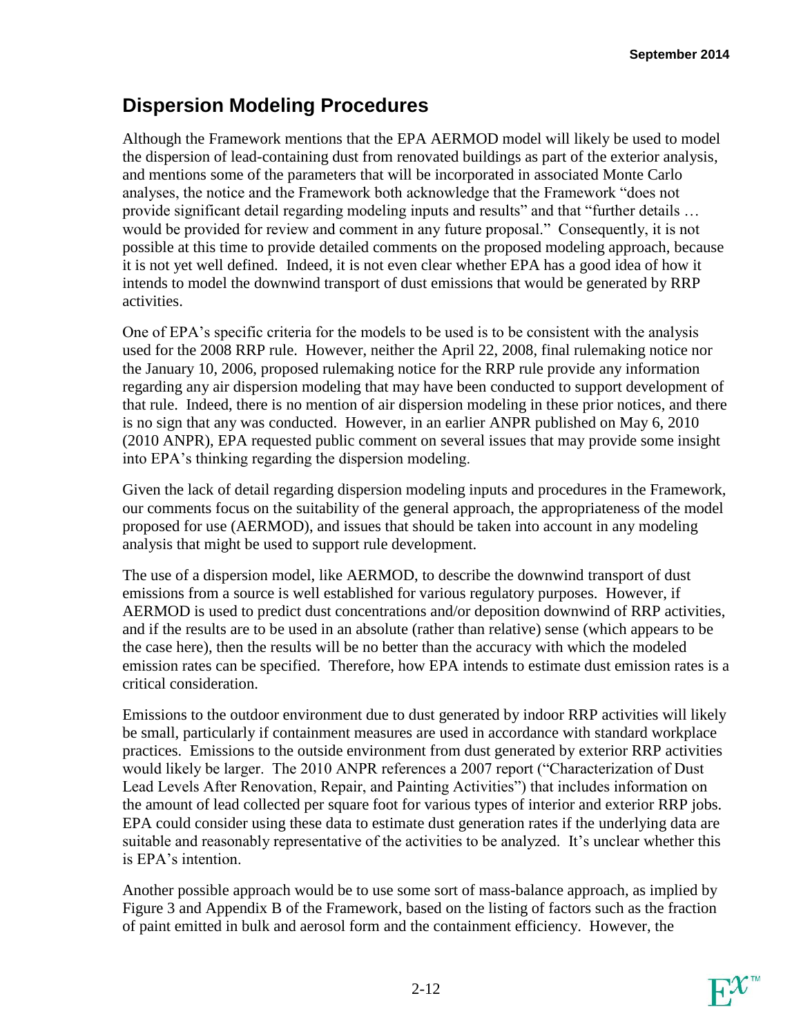## Dispersion Modeling Procedures

Although the Framework mentions that the EPA AERMOD model will likely be used to model the dispersion of lead-containing dust from renovated buildings as part of the exterior analysis, and mentions some of the parameters that will be incorporated in associated Monte Carlo analyses, the notice and the Framework both acknowledge that the Framework "does not provide significant detail regarding modeling inputs and results" and that "further details … would be provided for review and comment in any future proposal." Consequently, it is not possible at this time to provide detailed comments on the proposed modeling approach, because it is not yet well defined. Indeed, it is not even clear whether EPA has a good idea of how it intends to model the downwind transport of dust emissions that would be generated by RRP activities.

One of EPA's specific criteria for the models to be used is to be consistent with the analysis used for the 2008 RRP rule. However, neither the April 22, 2008, final rulemaking notice nor the January 10, 2006, proposed rulemaking notice for the RRP rule provide any information regarding any air dispersion modeling that may have been conducted to support development of that rule. Indeed, there is no mention of air dispersion modeling in these prior notices, and there is no sign that any was conducted. However, in an earlier ANPR published on May 6, 2010 (2010 ANPR), EPA requested public comment on several issues that may provide some insight into EPA's thinking regarding the dispersion modeling.

Given the lack of detail regarding dispersion modeling inputs and procedures in the Framework, our comments focus on the suitability of the general approach, the appropriateness of the model proposed for use (AERMOD), and issues that should be taken into account in any modeling analysis that might be used to support rule development.

The use of a dispersion model, like AERMOD, to describe the downwind transport of dust emissions from a source is well established for various regulatory purposes. However, if AERMOD is used to predict dust concentrations and/or deposition downwind of RRP activities, and if the results are to be used in an absolute (rather than relative) sense (which appears to be the case here), then the results will be no better than the accuracy with which the modeled emission rates can be specified. Therefore, how EPA intends to estimate dust emission rates is a critical consideration.

Emissions to the outdoor environment due to dust generated by indoor RRP activities will likely be small, particularly if containment measures are used in accordance with standard workplace practices. Emissions to the outside environment from dust generated by exterior RRP activities would likely be larger. The 2010 ANPR references a 2007 report ("Characterization of Dust Lead Levels After Renovation, Repair, and Painting Activities") that includes information on the amount of lead collected per square foot for various types of interior and exterior RRP jobs. EPA could consider using these data to estimate dust generation rates if the underlying data are suitable and reasonably representative of the activities to be analyzed. It's unclear whether this is EPA's intention.

Another possible approach would be to use some sort of mass-balance approach, as implied by Figure 3 and Appendix B of the Framework, based on the listing of factors such as the fraction of paint emitted in bulk and aerosol form and the containment efficiency. However, the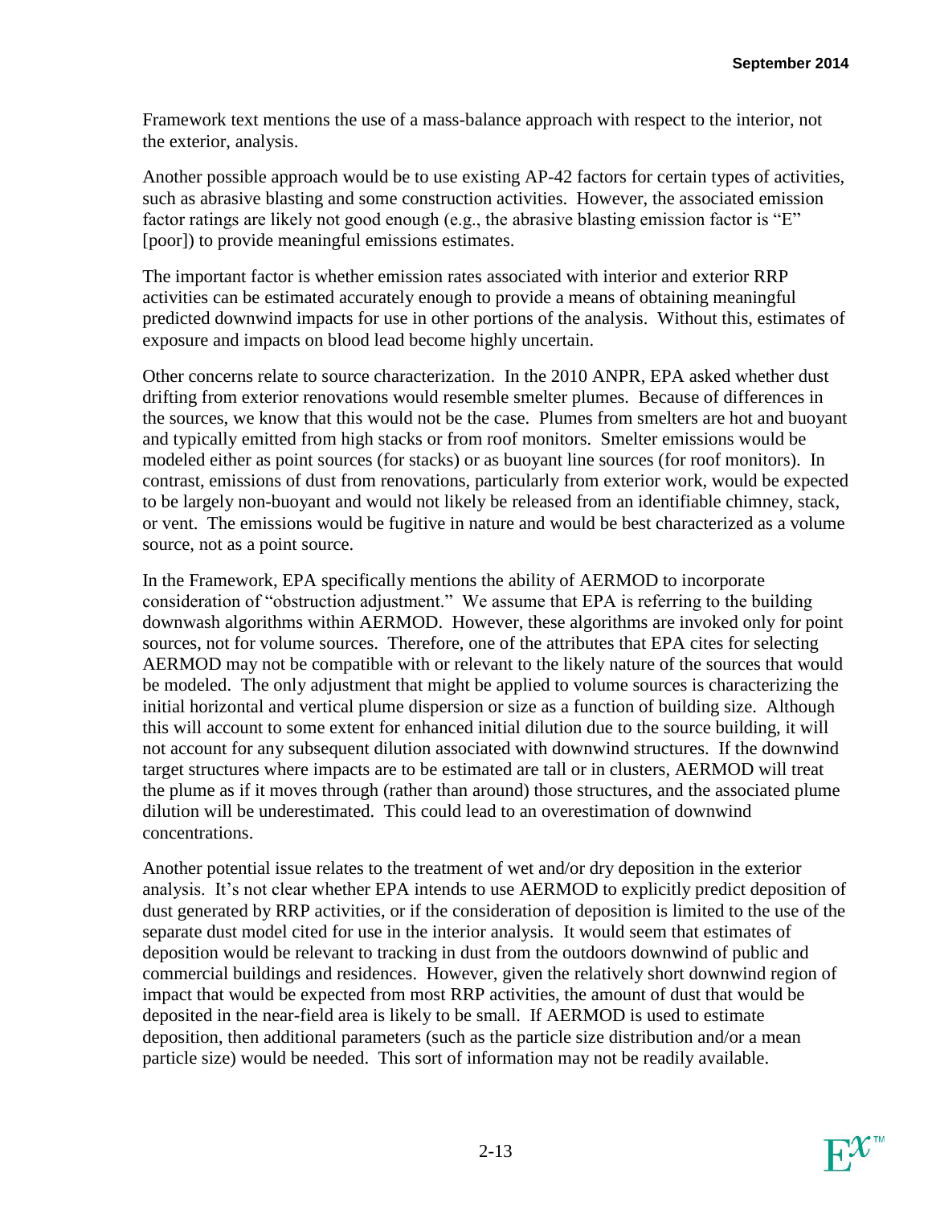Framework text mentions the use of a mass-balance approach with respect to the interior, not the exterior, analysis.

Another possible approach would be to use existing AP-42 factors for certain types of activities, such as abrasive blasting and some construction activities. However, the associated emission factor ratings are likely not good enough (e.g., the abrasive blasting emission factor is "E" [poor]) to provide meaningful emissions estimates.

The important factor is whether emission rates associated with interior and exterior RRP activities can be estimated accurately enough to provide a means of obtaining meaningful predicted downwind impacts for use in other portions of the analysis. Without this, estimates of exposure and impacts on blood lead become highly uncertain.

Other concerns relate to source characterization. In the 2010 ANPR, EPA asked whether dust drifting from exterior renovations would resemble smelter plumes. Because of differences in the sources, we know that this would not be the case. Plumes from smelters are hot and buoyant and typically emitted from high stacks or from roof monitors. Smelter emissions would be modeled either as point sources (for stacks) or as buoyant line sources (for roof monitors). In contrast, emissions of dust from renovations, particularly from exterior work, would be expected to be largely non-buoyant and would not likely be released from an identifiable chimney, stack, or vent. The emissions would be fugitive in nature and would be best characterized as a volume source, not as a point source.

In the Framework, EPA specifically mentions the ability of AERMOD to incorporate consideration of "obstruction adjustment." We assume that EPA is referring to the building downwash algorithms within AERMOD. However, these algorithms are invoked only for point sources, not for volume sources. Therefore, one of the attributes that EPA cites for selecting AERMOD may not be compatible with or relevant to the likely nature of the sources that would be modeled. The only adjustment that might be applied to volume sources is characterizing the initial horizontal and vertical plume dispersion or size as a function of building size. Although this will account to some extent for enhanced initial dilution due to the source building, it will not account for any subsequent dilution associated with downwind structures. If the downwind target structures where impacts are to be estimated are tall or in clusters, AERMOD will treat the plume as if it moves through (rather than around) those structures, and the associated plume dilution will be underestimated. This could lead to an overestimation of downwind concentrations.

Another potential issue relates to the treatment of wet and/or dry deposition in the exterior analysis. It's not clear whether EPA intends to use AERMOD to explicitly predict deposition of dust generated by RRP activities, or if the consideration of deposition is limited to the use of the separate dust model cited for use in the interior analysis. It would seem that estimates of deposition would be relevant to tracking in dust from the outdoors downwind of public and commercial buildings and residences. However, given the relatively short downwind region of impact that would be expected from most RRP activities, the amount of dust that would be deposited in the near-field area is likely to be small. If AERMOD is used to estimate deposition, then additional parameters (such as the particle size distribution and/or a mean particle size) would be needed. This sort of information may not be readily available.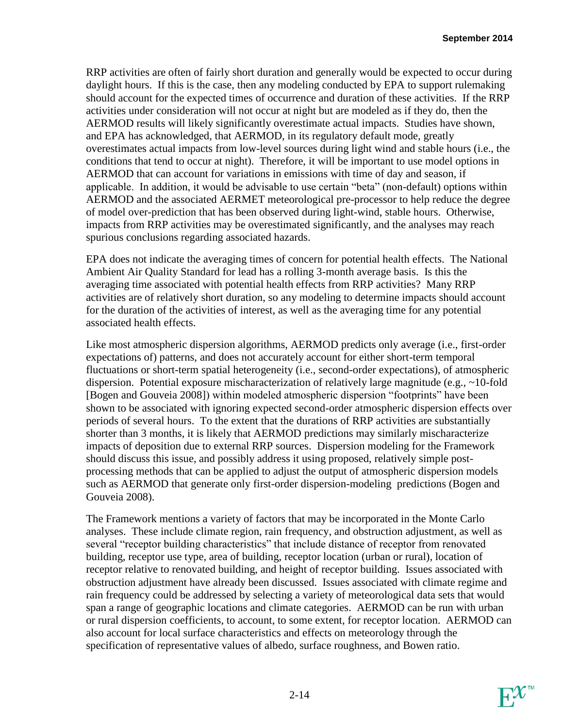RRP activities are often of fairly short duration and generally would be expected to occur during daylight hours. If this is the case, then any modeling conducted by EPA to support rulemaking should account for the expected times of occurrence and duration of these activities. If the RRP activities under consideration will not occur at night but are modeled as if they do, then the AERMOD results will likely significantly overestimate actual impacts. Studies have shown, and EPA has acknowledged, that AERMOD, in its regulatory default mode, greatly overestimates actual impacts from low-level sources during light wind and stable hours (i.e., the conditions that tend to occur at night). Therefore, it will be important to use model options in AERMOD that can account for variations in emissions with time of day and season, if applicable. In addition, it would be advisable to use certain "beta" (non-default) options within AERMOD and the associated AERMET meteorological pre-processor to help reduce the degree of model over-prediction that has been observed during light-wind, stable hours. Otherwise, impacts from RRP activities may be overestimated significantly, and the analyses may reach spurious conclusions regarding associated hazards.

EPA does not indicate the averaging times of concern for potential health effects. The National Ambient Air Quality Standard for lead has a rolling 3-month average basis. Is this the averaging time associated with potential health effects from RRP activities? Many RRP activities are of relatively short duration, so any modeling to determine impacts should account for the duration of the activities of interest, as well as the averaging time for any potential associated health effects.

Like most atmospheric dispersion algorithms, AERMOD predicts only average (i.e., first-order expectations of) patterns, and does not accurately account for either short-term temporal fluctuations or short-term spatial heterogeneity (i.e., second-order expectations), of atmospheric dispersion. Potential exposure mischaracterization of relatively large magnitude (e.g., ~10-fold [Bogen and Gouveia 2008]) within modeled atmospheric dispersion "footprints" have been shown to be associated with ignoring expected second-order atmospheric dispersion effects over periods of several hours. To the extent that the durations of RRP activities are substantially shorter than 3 months, it is likely that AERMOD predictions may similarly mischaracterize impacts of deposition due to external RRP sources. Dispersion modeling for the Framework should discuss this issue, and possibly address it using proposed, relatively simple post-processing methods that can be applied to adjust the output of atmospheric dispersion models such as AERMOD that generate only first-order dispersion-modeling predictions (Bogen and Gouveia 2008).

The Framework mentions a variety of factors that may be incorporated in the Monte Carlo analyses. These include climate region, rain frequency, and obstruction adjustment, as well as several "receptor building characteristics" that include distance of receptor from renovated building, receptor use type, area of building, receptor location (urban or rural), location of receptor relative to renovated building, and height of receptor building. Issues associated with obstruction adjustment have already been discussed. Issues associated with climate regime and rain frequency could be addressed by selecting a variety of meteorological data sets that would span a range of geographic locations and climate categories. AERMOD can be run with urban or rural dispersion coefficients, to account, to some extent, for receptor location. AERMOD can also account for local surface characteristics and effects on meteorology through the specification of representative values of albedo, surface roughness, and Bowen ratio.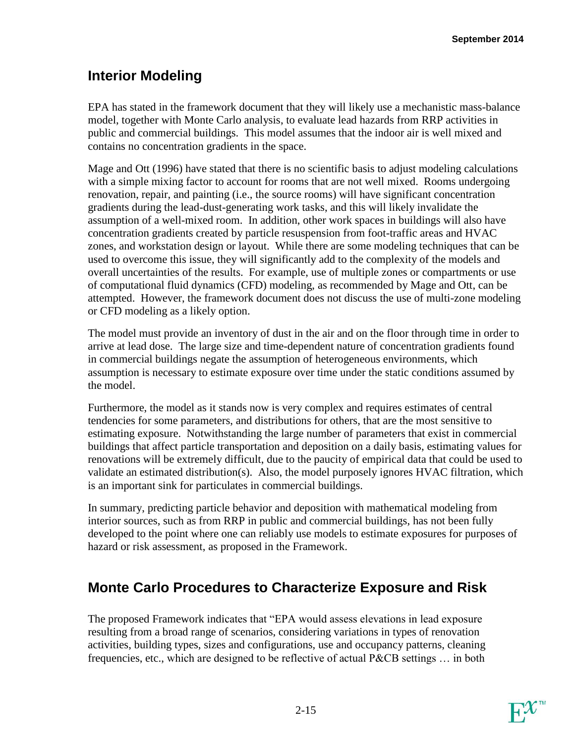## Interior Modeling

EPA has stated in the framework document that they will likely use a mechanistic mass-balance model, together with Monte Carlo analysis, to evaluate lead hazards from RRP activities in public and commercial buildings. This model assumes that the indoor air is well mixed and contains no concentration gradients in the space.

Mage and Ott (1996) have stated that there is no scientific basis to adjust modeling calculations with a simple mixing factor to account for rooms that are not well mixed. Rooms undergoing renovation, repair, and painting (i.e., the source rooms) will have significant concentration gradients during the lead-dust-generating work tasks, and this will likely invalidate the assumption of a well-mixed room. In addition, other work spaces in buildings will also have concentration gradients created by particle resuspension from foot-traffic areas and HVAC zones, and workstation design or layout. While there are some modeling techniques that can be used to overcome this issue, they will significantly add to the complexity of the models and overall uncertainties of the results. For example, use of multiple zones or compartments or use of computational fluid dynamics (CFD) modeling, as recommended by Mage and Ott, can be attempted. However, the framework document does not discuss the use of multi-zone modeling or CFD modeling as a likely option.

The model must provide an inventory of dust in the air and on the floor through time in order to arrive at lead dose. The large size and time-dependent nature of concentration gradients found in commercial buildings negate the assumption of heterogeneous environments, which assumption is necessary to estimate exposure over time under the static conditions assumed by the model.

Furthermore, the model as it stands now is very complex and requires estimates of central tendencies for some parameters, and distributions for others, that are the most sensitive to estimating exposure. Notwithstanding the large number of parameters that exist in commercial buildings that affect particle transportation and deposition on a daily basis, estimating values for renovations will be extremely difficult, due to the paucity of empirical data that could be used to validate an estimated distribution(s). Also, the model purposely ignores HVAC filtration, which is an important sink for particulates in commercial buildings.

In summary, predicting particle behavior and deposition with mathematical modeling from interior sources, such as from RRP in public and commercial buildings, has not been fully developed to the point where one can reliably use models to estimate exposures for purposes of hazard or risk assessment, as proposed in the Framework.

## Monte Carlo Procedures to Characterize Exposure and Risk

The proposed Framework indicates that "EPA would assess elevations in lead exposure resulting from a broad range of scenarios, considering variations in types of renovation activities, building types, sizes and configurations, use and occupancy patterns, cleaning frequencies, etc., which are designed to be reflective of actual P&CB settings … in both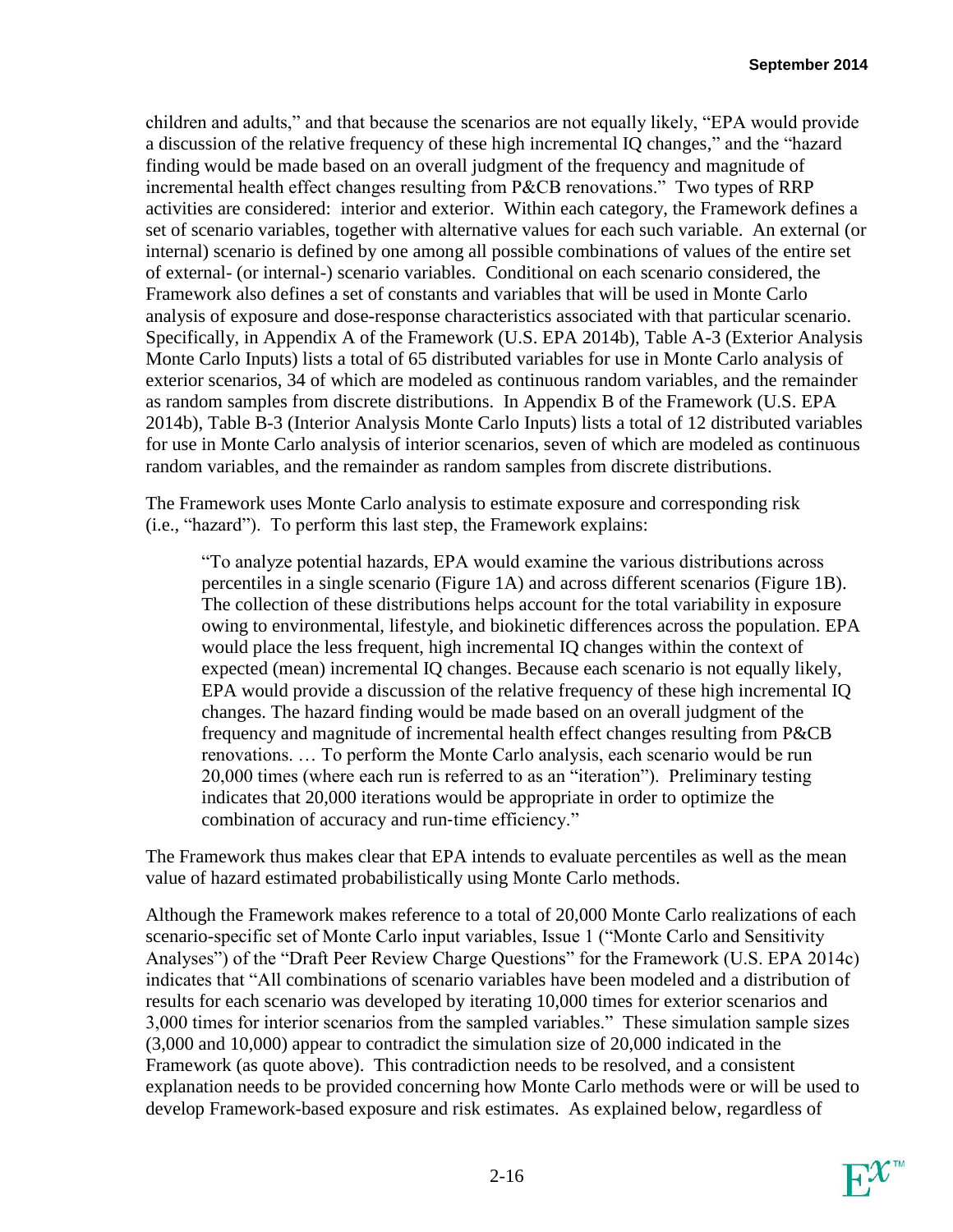children and adults," and that because the scenarios are not equally likely, "EPA would provide a discussion of the relative frequency of these high incremental IQ changes," and the "hazard finding would be made based on an overall judgment of the frequency and magnitude of incremental health effect changes resulting from P&CB renovations." Two types of RRP activities are considered: interior and exterior. Within each category, the Framework defines a set of scenario variables, together with alternative values for each such variable. An external (or internal) scenario is defined by one among all possible combinations of values of the entire set of external- (or internal-) scenario variables. Conditional on each scenario considered, the Framework also defines a set of constants and variables that will be used in Monte Carlo analysis of exposure and dose-response characteristics associated with that particular scenario. Specifically, in Appendix A of the Framework (U.S. EPA 2014b), Table A-3 (Exterior Analysis Monte Carlo Inputs) lists a total of 65 distributed variables for use in Monte Carlo analysis of exterior scenarios, 34 of which are modeled as continuous random variables, and the remainder as random samples from discrete distributions. In Appendix B of the Framework (U.S. EPA 2014b), Table B-3 (Interior Analysis Monte Carlo Inputs) lists a total of 12 distributed variables for use in Monte Carlo analysis of interior scenarios, seven of which are modeled as continuous random variables, and the remainder as random samples from discrete distributions.

The Framework uses Monte Carlo analysis to estimate exposure and corresponding risk (i.e., "hazard"). To perform this last step, the Framework explains:

> "To analyze potential hazards, EPA would examine the various distributions across percentiles in a single scenario (Figure 1A) and across different scenarios (Figure 1B). The collection of these distributions helps account for the total variability in exposure owing to environmental, lifestyle, and biokinetic differences across the population. EPA would place the less frequent, high incremental IQ changes within the context of expected (mean) incremental IQ changes. Because each scenario is not equally likely, EPA would provide a discussion of the relative frequency of these high incremental IQ changes. The hazard finding would be made based on an overall judgment of the frequency and magnitude of incremental health effect changes resulting from P&CB renovations. … To perform the Monte Carlo analysis, each scenario would be run 20,000 times (where each run is referred to as an "iteration"). Preliminary testing indicates that 20,000 iterations would be appropriate in order to optimize the combination of accuracy and run-time efficiency."

The Framework thus makes clear that EPA intends to evaluate percentiles as well as the mean value of hazard estimated probabilistically using Monte Carlo methods.

Although the Framework makes reference to a total of 20,000 Monte Carlo realizations of each scenario-specific set of Monte Carlo input variables, Issue 1 ("Monte Carlo and Sensitivity Analyses") of the "Draft Peer Review Charge Questions" for the Framework (U.S. EPA 2014c) indicates that "All combinations of scenario variables have been modeled and a distribution of results for each scenario was developed by iterating 10,000 times for exterior scenarios and 3,000 times for interior scenarios from the sampled variables." These simulation sample sizes (3,000 and 10,000) appear to contradict the simulation size of 20,000 indicated in the Framework (as quote above). This contradiction needs to be resolved, and a consistent explanation needs to be provided concerning how Monte Carlo methods were or will be used to develop Framework-based exposure and risk estimates. As explained below, regardless of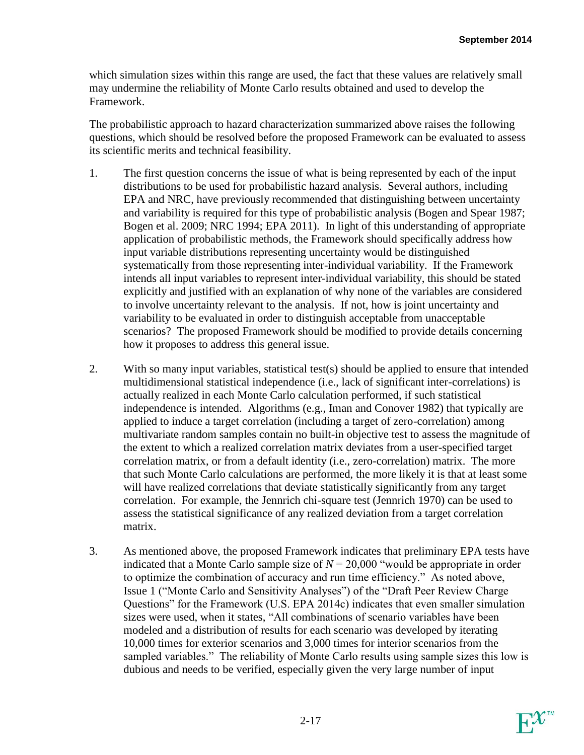which simulation sizes within this range are used, the fact that these values are relatively small may undermine the reliability of Monte Carlo results obtained and used to develop the Framework.

The probabilistic approach to hazard characterization summarized above raises the following questions, which should be resolved before the proposed Framework can be evaluated to assess its scientific merits and technical feasibility.

1. The first question concerns the issue of what is being represented by each of the input distributions to be used for probabilistic hazard analysis. Several authors, including EPA and NRC, have previously recommended that distinguishing between uncertainty and variability is required for this type of probabilistic analysis (Bogen and Spear 1987; Bogen et al. 2009; NRC 1994; EPA 2011). In light of this understanding of appropriate application of probabilistic methods, the Framework should specifically address how input variable distributions representing uncertainty would be distinguished systematically from those representing inter-individual variability. If the Framework intends all input variables to represent inter-individual variability, this should be stated explicitly and justified with an explanation of why none of the variables are considered to involve uncertainty relevant to the analysis. If not, how is joint uncertainty and variability to be evaluated in order to distinguish acceptable from unacceptable scenarios? The proposed Framework should be modified to provide details concerning how it proposes to address this general issue.

2. With so many input variables, statistical test(s) should be applied to ensure that intended multidimensional statistical independence (i.e., lack of significant inter-correlations) is actually realized in each Monte Carlo calculation performed, if such statistical independence is intended. Algorithms (e.g., Iman and Conover 1982) that typically are applied to induce a target correlation (including a target of zero-correlation) among multivariate random samples contain no built-in objective test to assess the magnitude of the extent to which a realized correlation matrix deviates from a user-specified target correlation matrix, or from a default identity (i.e., zero-correlation) matrix. The more that such Monte Carlo calculations are performed, the more likely it is that at least some will have realized correlations that deviate statistically significantly from any target correlation. For example, the Jennrich chi-square test (Jennrich 1970) can be used to assess the statistical significance of any realized deviation from a target correlation matrix.

3. As mentioned above, the proposed Framework indicates that preliminary EPA tests have indicated that a Monte Carlo sample size of $N = 20{,}000$ "would be appropriate in order to optimize the combination of accuracy and run time efficiency." As noted above, Issue 1 ("Monte Carlo and Sensitivity Analyses") of the "Draft Peer Review Charge Questions" for the Framework (U.S. EPA 2014c) indicates that even smaller simulation sizes were used, when it states, "All combinations of scenario variables have been modeled and a distribution of results for each scenario was developed by iterating 10,000 times for exterior scenarios and 3,000 times for interior scenarios from the sampled variables." The reliability of Monte Carlo results using sample sizes this low is dubious and needs to be verified, especially given the very large number of input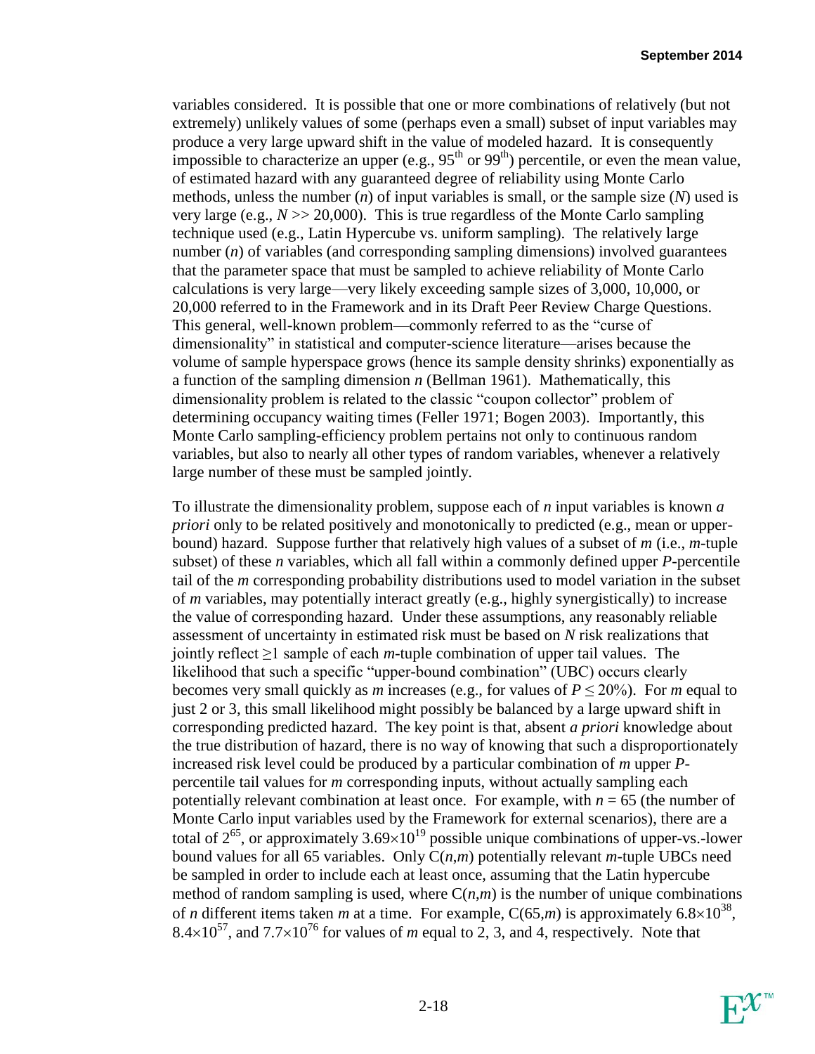variables considered. It is possible that one or more combinations of relatively (but not extremely) unlikely values of some (perhaps even a small) subset of input variables may produce a very large upward shift in the value of modeled hazard. It is consequently impossible to characterize an upper (e.g., 95th or 99th) percentile, or even the mean value, of estimated hazard with any guaranteed degree of reliability using Monte Carlo methods, unless the number ($n$) of input variables is small, or the sample size ($N$) used is very large (e.g., $N >> 20{,}000$). This is true regardless of the Monte Carlo sampling technique used (e.g., Latin Hypercube vs. uniform sampling). The relatively large number ($n$) of variables (and corresponding sampling dimensions) involved guarantees that the parameter space that must be sampled to achieve reliability of Monte Carlo calculations is very large—very likely exceeding sample sizes of 3,000, 10,000, or 20,000 referred to in the Framework and in its Draft Peer Review Charge Questions. This general, well-known problem—commonly referred to as the "curse of dimensionality" in statistical and computer-science literature—arises because the volume of sample hyperspace grows (hence its sample density shrinks) exponentially as a function of the sampling dimension $n$ (Bellman 1961). Mathematically, this dimensionality problem is related to the classic "coupon collector" problem of determining occupancy waiting times (Feller 1971; Bogen 2003). Importantly, this Monte Carlo sampling-efficiency problem pertains not only to continuous random variables, but also to nearly all other types of random variables, whenever a relatively large number of these must be sampled jointly.

To illustrate the dimensionality problem, suppose each of $n$ input variables is known *a priori* only to be related positively and monotonically to predicted (e.g., mean or upper-bound) hazard. Suppose further that relatively high values of a subset of $m$ (i.e., $m$-tuple subset) of these $n$ variables, which all fall within a commonly defined upper $P$-percentile tail of the $m$ corresponding probability distributions used to model variation in the subset of $m$ variables, may potentially interact greatly (e.g., highly synergistically) to increase the value of corresponding hazard. Under these assumptions, any reasonably reliable assessment of uncertainty in estimated risk must be based on $N$ risk realizations that jointly reflect $\geq 1$ sample of each $m$-tuple combination of upper tail values. The likelihood that such a specific "upper-bound combination" (UBC) occurs clearly becomes very small quickly as $m$ increases (e.g., for values of $P \leq 20\%$). For $m$ equal to just 2 or 3, this small likelihood might possibly be balanced by a large upward shift in corresponding predicted hazard. The key point is that, absent *a priori* knowledge about the true distribution of hazard, there is no way of knowing that such a disproportionately increased risk level could be produced by a particular combination of $m$ upper $P$-percentile tail values for $m$ corresponding inputs, without actually sampling each potentially relevant combination at least once. For example, with $n = 65$ (the number of Monte Carlo input variables used by the Framework for external scenarios), there are a total of $2^{65}$, or approximately $3.69 \times 10^{19}$ possible unique combinations of upper-vs.-lower bound values for all 65 variables. Only $C(n,m)$ potentially relevant $m$-tuple UBCs need be sampled in order to include each at least once, assuming that the Latin hypercube method of random sampling is used, where $C(n,m)$ is the number of unique combinations of $n$ different items taken $m$ at a time. For example, $C(65,m)$ is approximately $6.8 \times 10^{38}$, $8.4 \times 10^{57}$, and $7.7 \times 10^{76}$ for values of $m$ equal to 2, 3, and 4, respectively. Note that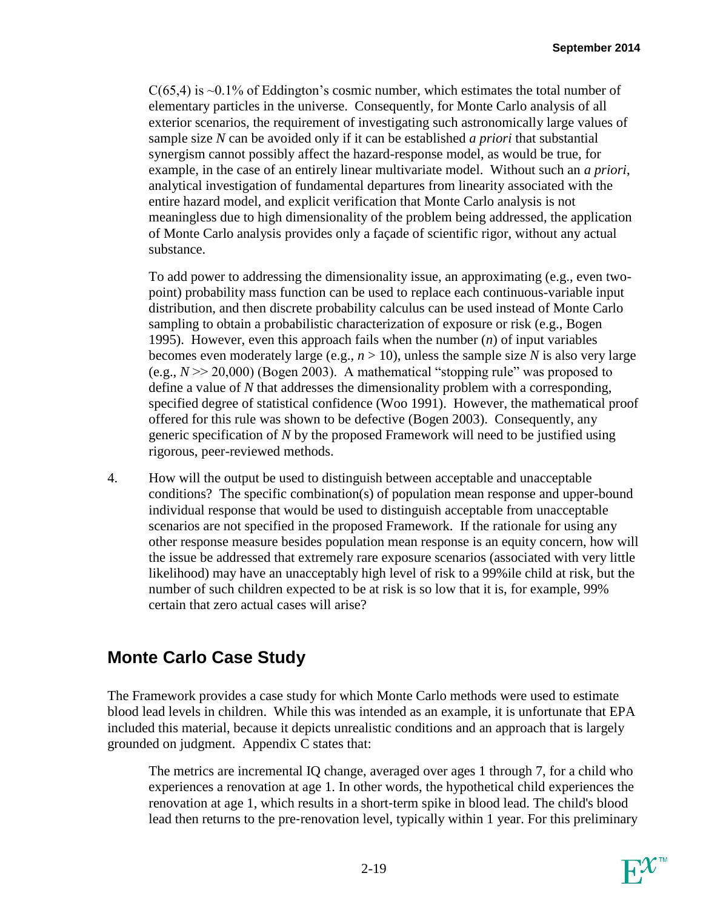$C(65,4)$ is ~0.1% of Eddington's cosmic number, which estimates the total number of elementary particles in the universe. Consequently, for Monte Carlo analysis of all exterior scenarios, the requirement of investigating such astronomically large values of sample size $N$ can be avoided only if it can be established *a priori* that substantial synergism cannot possibly affect the hazard-response model, as would be true, for example, in the case of an entirely linear multivariate model. Without such an *a priori*, analytical investigation of fundamental departures from linearity associated with the entire hazard model, and explicit verification that Monte Carlo analysis is not meaningless due to high dimensionality of the problem being addressed, the application of Monte Carlo analysis provides only a façade of scientific rigor, without any actual substance.

To add power to addressing the dimensionality issue, an approximating (e.g., even two-point) probability mass function can be used to replace each continuous-variable input distribution, and then discrete probability calculus can be used instead of Monte Carlo sampling to obtain a probabilistic characterization of exposure or risk (e.g., Bogen 1995). However, even this approach fails when the number ($n$) of input variables becomes even moderately large (e.g., $n > 10$), unless the sample size $N$ is also very large (e.g., $N >> 20{,}000$) (Bogen 2003). A mathematical "stopping rule" was proposed to define a value of $N$ that addresses the dimensionality problem with a corresponding, specified degree of statistical confidence (Woo 1991). However, the mathematical proof offered for this rule was shown to be defective (Bogen 2003). Consequently, any generic specification of $N$ by the proposed Framework will need to be justified using rigorous, peer-reviewed methods.

4. How will the output be used to distinguish between acceptable and unacceptable conditions? The specific combination(s) of population mean response and upper-bound individual response that would be used to distinguish acceptable from unacceptable scenarios are not specified in the proposed Framework. If the rationale for using any other response measure besides population mean response is an equity concern, how will the issue be addressed that extremely rare exposure scenarios (associated with very little likelihood) may have an unacceptably high level of risk to a 99%ile child at risk, but the number of such children expected to be at risk is so low that it is, for example, 99% certain that zero actual cases will arise?

## Monte Carlo Case Study

The Framework provides a case study for which Monte Carlo methods were used to estimate blood lead levels in children. While this was intended as an example, it is unfortunate that EPA included this material, because it depicts unrealistic conditions and an approach that is largely grounded on judgment. Appendix C states that:

> The metrics are incremental IQ change, averaged over ages 1 through 7, for a child who experiences a renovation at age 1. In other words, the hypothetical child experiences the renovation at age 1, which results in a short-term spike in blood lead. The child's blood lead then returns to the pre-renovation level, typically within 1 year. For this preliminary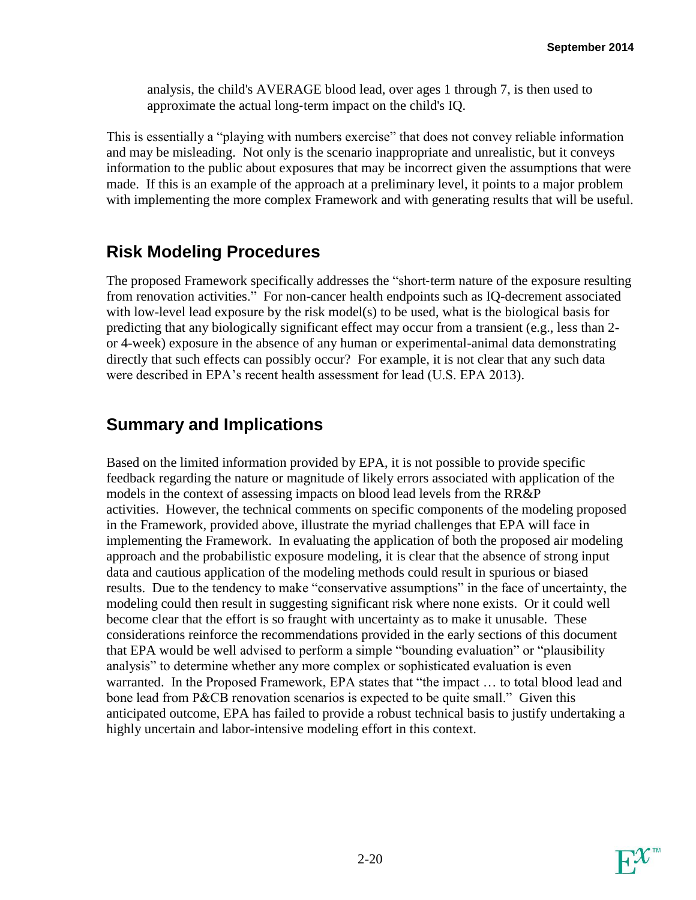analysis, the child's AVERAGE blood lead, over ages 1 through 7, is then used to approximate the actual long-term impact on the child's IQ.

This is essentially a "playing with numbers exercise" that does not convey reliable information and may be misleading. Not only is the scenario inappropriate and unrealistic, but it conveys information to the public about exposures that may be incorrect given the assumptions that were made. If this is an example of the approach at a preliminary level, it points to a major problem with implementing the more complex Framework and with generating results that will be useful.

## Risk Modeling Procedures

The proposed Framework specifically addresses the "short-term nature of the exposure resulting from renovation activities." For non-cancer health endpoints such as IQ-decrement associated with low-level lead exposure by the risk model(s) to be used, what is the biological basis for predicting that any biologically significant effect may occur from a transient (e.g., less than 2- or 4-week) exposure in the absence of any human or experimental-animal data demonstrating directly that such effects can possibly occur? For example, it is not clear that any such data were described in EPA's recent health assessment for lead (U.S. EPA 2013).

## Summary and Implications

Based on the limited information provided by EPA, it is not possible to provide specific feedback regarding the nature or magnitude of likely errors associated with application of the models in the context of assessing impacts on blood lead levels from the RR&P activities. However, the technical comments on specific components of the modeling proposed in the Framework, provided above, illustrate the myriad challenges that EPA will face in implementing the Framework. In evaluating the application of both the proposed air modeling approach and the probabilistic exposure modeling, it is clear that the absence of strong input data and cautious application of the modeling methods could result in spurious or biased results. Due to the tendency to make "conservative assumptions" in the face of uncertainty, the modeling could then result in suggesting significant risk where none exists. Or it could well become clear that the effort is so fraught with uncertainty as to make it unusable. These considerations reinforce the recommendations provided in the early sections of this document that EPA would be well advised to perform a simple "bounding evaluation" or "plausibility analysis" to determine whether any more complex or sophisticated evaluation is even warranted. In the Proposed Framework, EPA states that "the impact … to total blood lead and bone lead from P&CB renovation scenarios is expected to be quite small." Given this anticipated outcome, EPA has failed to provide a robust technical basis to justify undertaking a highly uncertain and labor-intensive modeling effort in this context.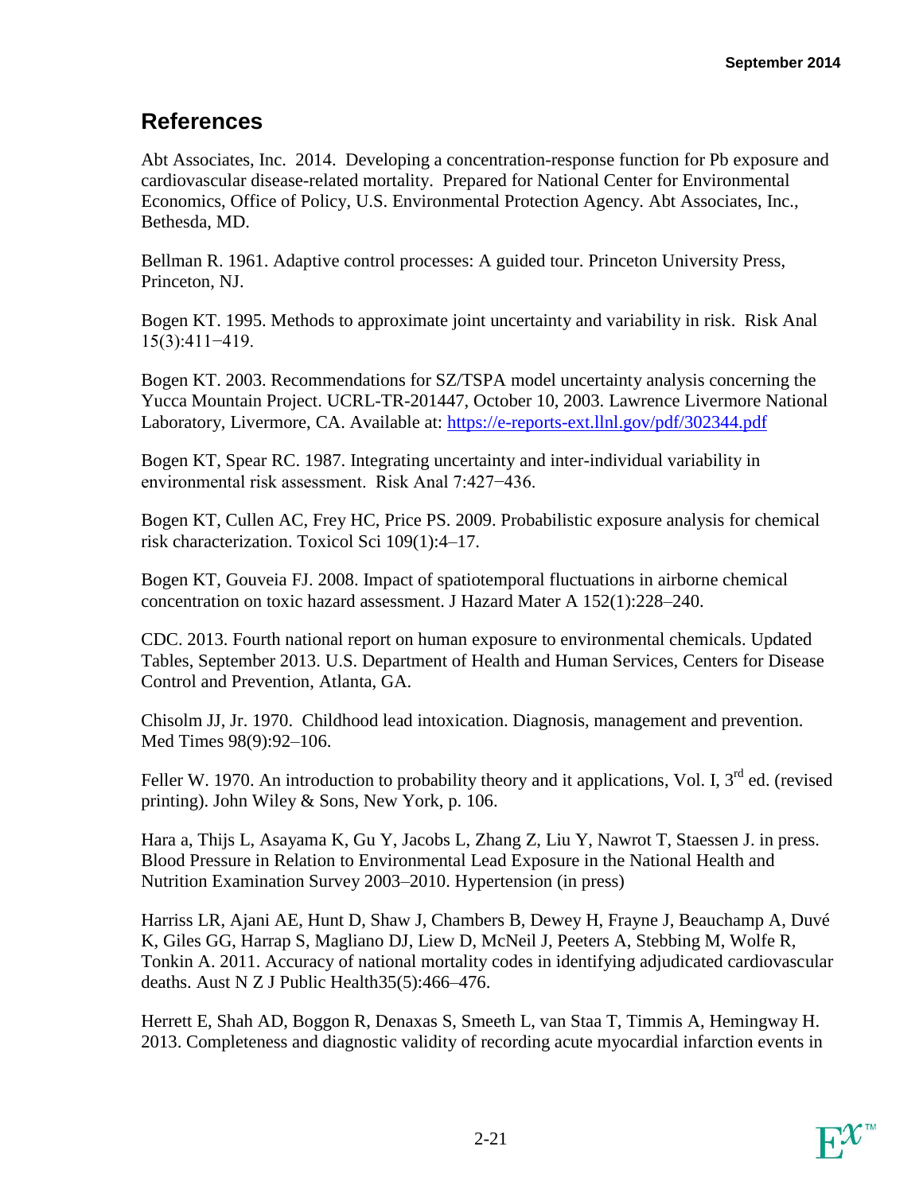## References

Abt Associates, Inc. 2014. Developing a concentration-response function for Pb exposure and cardiovascular disease-related mortality. Prepared for National Center for Environmental Economics, Office of Policy, U.S. Environmental Protection Agency. Abt Associates, Inc., Bethesda, MD.

Bellman R. 1961. Adaptive control processes: A guided tour. Princeton University Press, Princeton, NJ.

Bogen KT. 1995. Methods to approximate joint uncertainty and variability in risk. Risk Anal 15(3):411−419.

Bogen KT. 2003. Recommendations for SZ/TSPA model uncertainty analysis concerning the Yucca Mountain Project. UCRL-TR-201447, October 10, 2003. Lawrence Livermore National Laboratory, Livermore, CA. Available at: https://e-reports-ext.llnl.gov/pdf/302344.pdf

Bogen KT, Spear RC. 1987. Integrating uncertainty and inter-individual variability in environmental risk assessment. Risk Anal 7:427−436.

Bogen KT, Cullen AC, Frey HC, Price PS. 2009. Probabilistic exposure analysis for chemical risk characterization. Toxicol Sci 109(1):4–17.

Bogen KT, Gouveia FJ. 2008. Impact of spatiotemporal fluctuations in airborne chemical concentration on toxic hazard assessment. J Hazard Mater A 152(1):228–240.

CDC. 2013. Fourth national report on human exposure to environmental chemicals. Updated Tables, September 2013. U.S. Department of Health and Human Services, Centers for Disease Control and Prevention, Atlanta, GA.

Chisolm JJ, Jr. 1970. Childhood lead intoxication. Diagnosis, management and prevention. Med Times 98(9):92–106.

Feller W. 1970. An introduction to probability theory and it applications, Vol. I, 3rd ed. (revised printing). John Wiley & Sons, New York, p. 106.

Hara a, Thijs L, Asayama K, Gu Y, Jacobs L, Zhang Z, Liu Y, Nawrot T, Staessen J. in press. Blood Pressure in Relation to Environmental Lead Exposure in the National Health and Nutrition Examination Survey 2003–2010. Hypertension (in press)

Harriss LR, Ajani AE, Hunt D, Shaw J, Chambers B, Dewey H, Frayne J, Beauchamp A, Duvé K, Giles GG, Harrap S, Magliano DJ, Liew D, McNeil J, Peeters A, Stebbing M, Wolfe R, Tonkin A. 2011. Accuracy of national mortality codes in identifying adjudicated cardiovascular deaths. Aust N Z J Public Health35(5):466–476.

Herrett E, Shah AD, Boggon R, Denaxas S, Smeeth L, van Staa T, Timmis A, Hemingway H. 2013. Completeness and diagnostic validity of recording acute myocardial infarction events in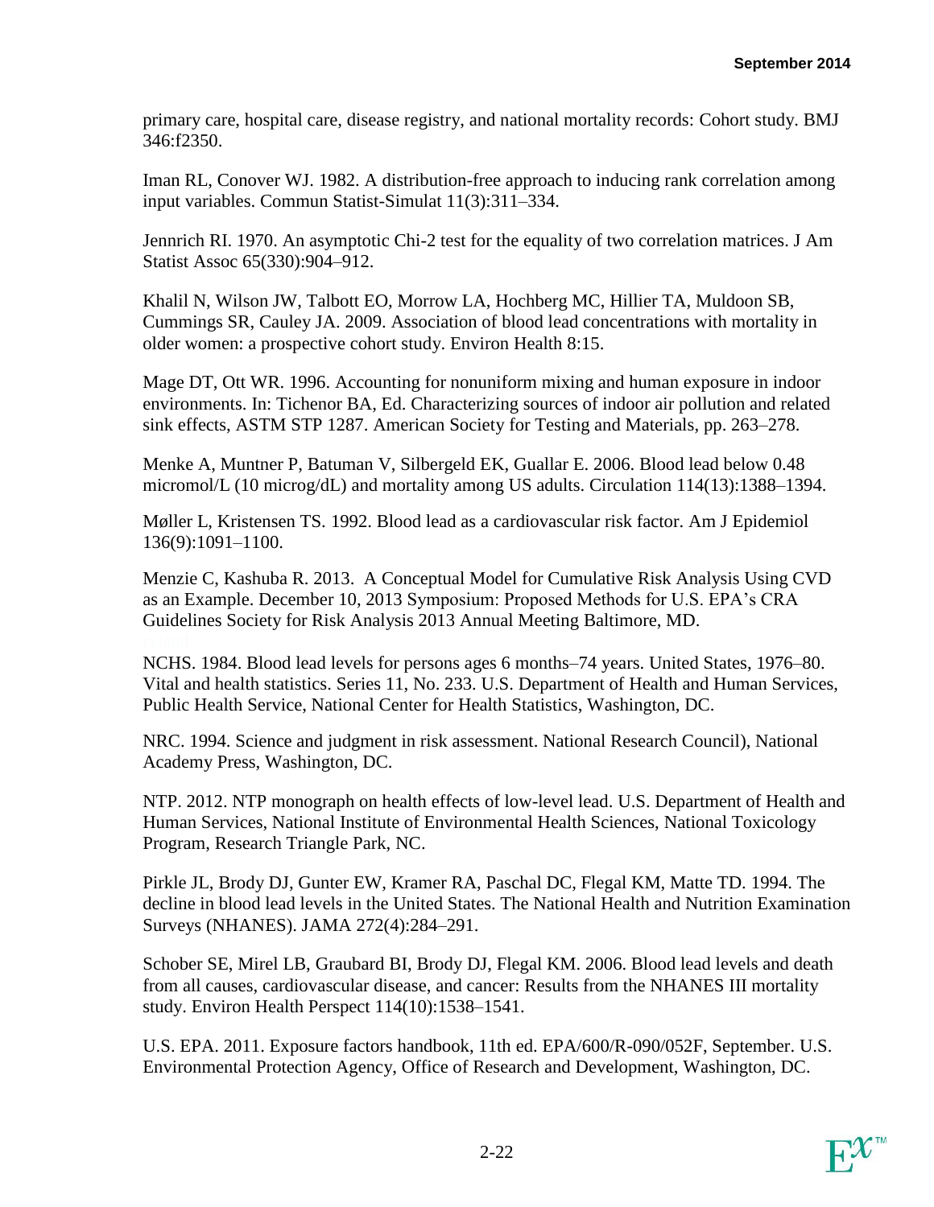primary care, hospital care, disease registry, and national mortality records: Cohort study. BMJ 346:f2350.

Iman RL, Conover WJ. 1982. A distribution-free approach to inducing rank correlation among input variables. Commun Statist-Simulat 11(3):311–334.

Jennrich RI. 1970. An asymptotic Chi-2 test for the equality of two correlation matrices. J Am Statist Assoc 65(330):904–912.

Khalil N, Wilson JW, Talbott EO, Morrow LA, Hochberg MC, Hillier TA, Muldoon SB, Cummings SR, Cauley JA. 2009. Association of blood lead concentrations with mortality in older women: a prospective cohort study. Environ Health 8:15.

Mage DT, Ott WR. 1996. Accounting for nonuniform mixing and human exposure in indoor environments. In: Tichenor BA, Ed. Characterizing sources of indoor air pollution and related sink effects, ASTM STP 1287. American Society for Testing and Materials, pp. 263–278.

Menke A, Muntner P, Batuman V, Silbergeld EK, Guallar E. 2006. Blood lead below 0.48 micromol/L (10 microg/dL) and mortality among US adults. Circulation 114(13):1388–1394.

Møller L, Kristensen TS. 1992. Blood lead as a cardiovascular risk factor. Am J Epidemiol 136(9):1091–1100.

Menzie C, Kashuba R. 2013. A Conceptual Model for Cumulative Risk Analysis Using CVD as an Example. December 10, 2013 Symposium: Proposed Methods for U.S. EPA's CRA Guidelines Society for Risk Analysis 2013 Annual Meeting Baltimore, MD.

NCHS. 1984. Blood lead levels for persons ages 6 months–74 years. United States, 1976–80. Vital and health statistics. Series 11, No. 233. U.S. Department of Health and Human Services, Public Health Service, National Center for Health Statistics, Washington, DC.

NRC. 1994. Science and judgment in risk assessment. National Research Council), National Academy Press, Washington, DC.

NTP. 2012. NTP monograph on health effects of low-level lead. U.S. Department of Health and Human Services, National Institute of Environmental Health Sciences, National Toxicology Program, Research Triangle Park, NC.

Pirkle JL, Brody DJ, Gunter EW, Kramer RA, Paschal DC, Flegal KM, Matte TD. 1994. The decline in blood lead levels in the United States. The National Health and Nutrition Examination Surveys (NHANES). JAMA 272(4):284–291.

Schober SE, Mirel LB, Graubard BI, Brody DJ, Flegal KM. 2006. Blood lead levels and death from all causes, cardiovascular disease, and cancer: Results from the NHANES III mortality study. Environ Health Perspect 114(10):1538–1541.

U.S. EPA. 2011. Exposure factors handbook, 11th ed. EPA/600/R-090/052F, September. U.S. Environmental Protection Agency, Office of Research and Development, Washington, DC.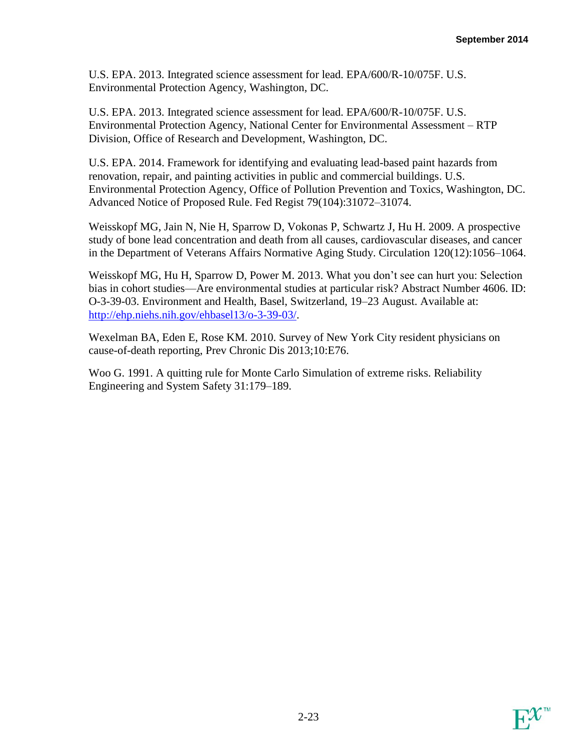U.S. EPA. 2013. Integrated science assessment for lead. EPA/600/R-10/075F. U.S. Environmental Protection Agency, Washington, DC.

U.S. EPA. 2013. Integrated science assessment for lead. EPA/600/R-10/075F. U.S. Environmental Protection Agency, National Center for Environmental Assessment – RTP Division, Office of Research and Development, Washington, DC.

U.S. EPA. 2014. Framework for identifying and evaluating lead-based paint hazards from renovation, repair, and painting activities in public and commercial buildings. U.S. Environmental Protection Agency, Office of Pollution Prevention and Toxics, Washington, DC. Advanced Notice of Proposed Rule. Fed Regist 79(104):31072–31074.

Weisskopf MG, Jain N, Nie H, Sparrow D, Vokonas P, Schwartz J, Hu H. 2009. A prospective study of bone lead concentration and death from all causes, cardiovascular diseases, and cancer in the Department of Veterans Affairs Normative Aging Study. Circulation 120(12):1056–1064.

Weisskopf MG, Hu H, Sparrow D, Power M. 2013. What you don't see can hurt you: Selection bias in cohort studies—Are environmental studies at particular risk? Abstract Number 4606. ID: O-3-39-03. Environment and Health, Basel, Switzerland, 19–23 August. Available at: http://ehp.niehs.nih.gov/ehbasel13/o-3-39-03/.

Wexelman BA, Eden E, Rose KM. 2010. Survey of New York City resident physicians on cause-of-death reporting, Prev Chronic Dis 2013;10:E76.

Woo G. 1991. A quitting rule for Monte Carlo Simulation of extreme risks. Reliability Engineering and System Safety 31:179–189.